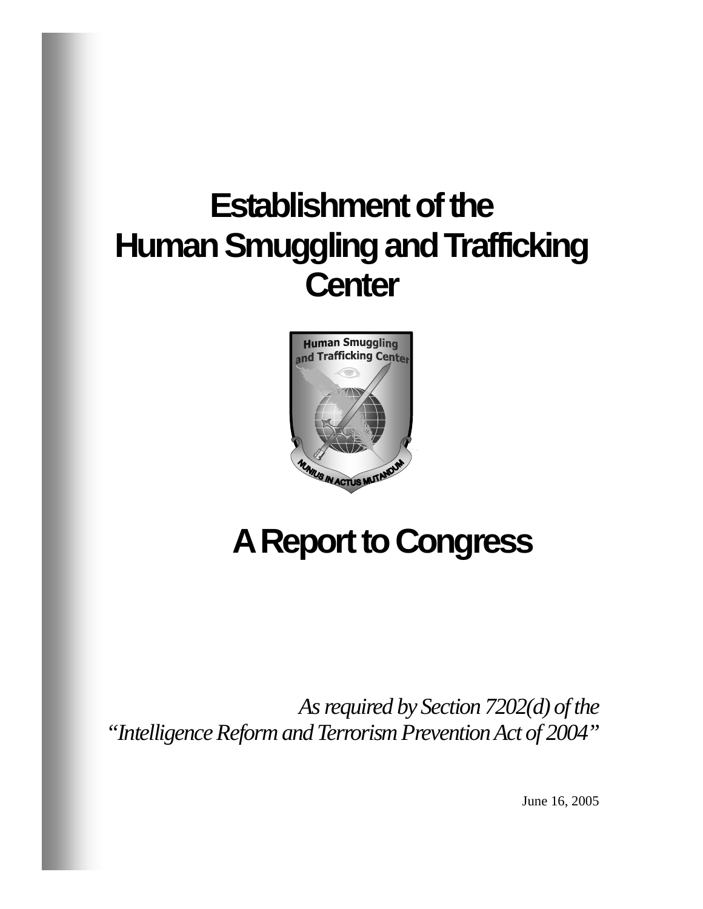# Establishment of the Human Smuggling and Trafficking Center

# A Report to Congress

*As required by Section 7202(d) of the "Intelligence Reform and Terrorism Prevention Act of 2004"*

June 16, 2005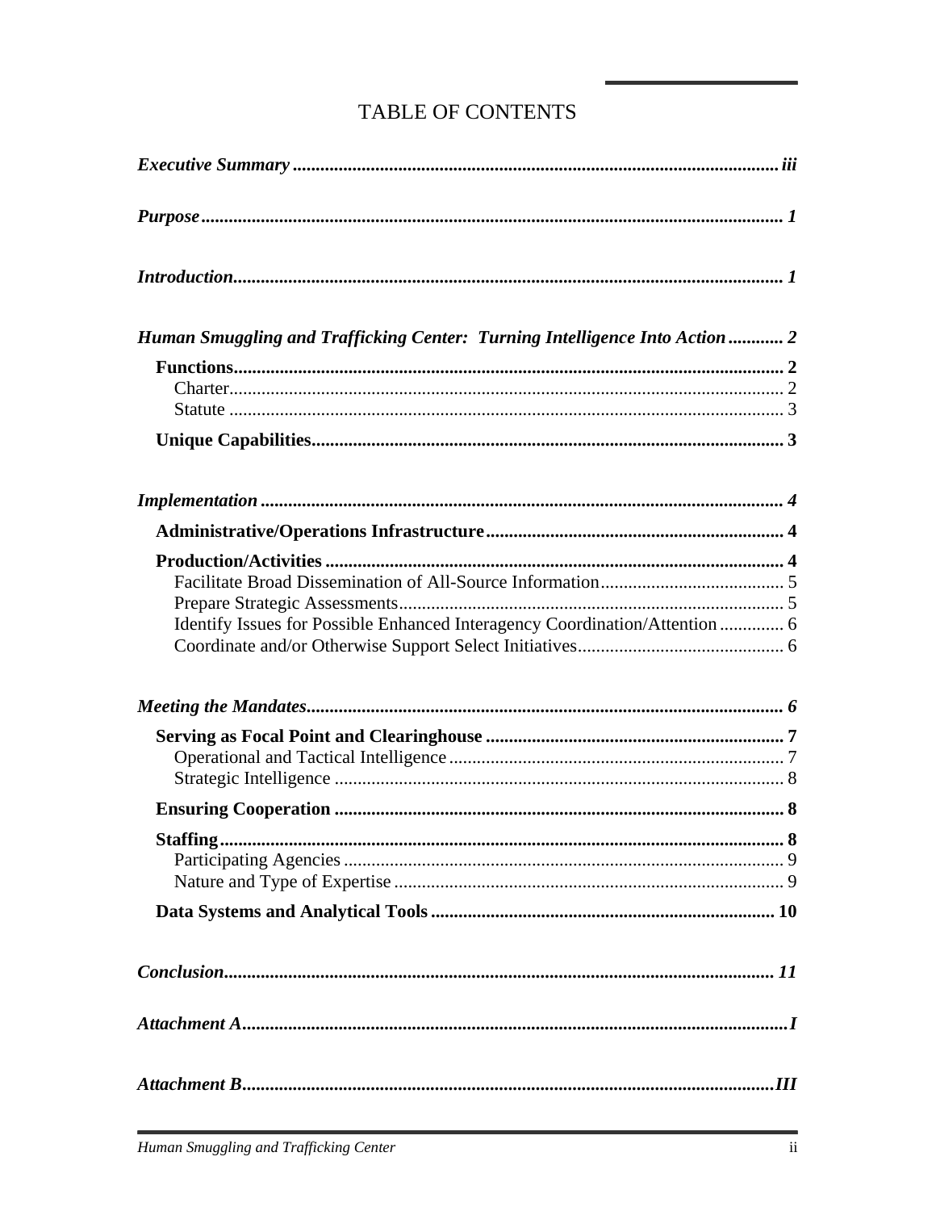# TABLE OF CONTENTS

*Executive Summary* ........................................................................................................ *iii*

*Purpose* ............................................................................................................................ *1*

*Introduction* ...................................................................................................................... *1*

*Human Smuggling and Trafficking Center: Turning Intelligence Into Action* ............ *2*

- **Functions** ...................................................................................................................... **2**
  - Charter ........................................................................................................................ 2
  - Statute ........................................................................................................................ 3
- **Unique Capabilities** ..................................................................................................... **3**

*Implementation* ................................................................................................................ *4*

- **Administrative/Operations Infrastructure** .................................................................. **4**
- **Production/Activities** .................................................................................................. **4**
  - Facilitate Broad Dissemination of All-Source Information ........................................ 5
  - Prepare Strategic Assessments .................................................................................. 5
  - Identify Issues for Possible Enhanced Interagency Coordination/Attention ............. 6
  - Coordinate and/or Otherwise Support Select Initiatives ............................................ 6

*Meeting the Mandates* ..................................................................................................... *6*

- **Serving as Focal Point and Clearinghouse** ................................................................ **7**
  - Operational and Tactical Intelligence ........................................................................ 7
  - Strategic Intelligence ................................................................................................. 8
- **Ensuring Cooperation** ................................................................................................. **8**
- **Staffing** ........................................................................................................................ **8**
  - Participating Agencies ............................................................................................... 9
  - Nature and Type of Expertise .................................................................................... 9
- **Data Systems and Analytical Tools** .......................................................................... **10**

*Conclusion* ..................................................................................................................... *11*

*Attachment A* .................................................................................................................... *I*

*Attachment B* .................................................................................................................. *III*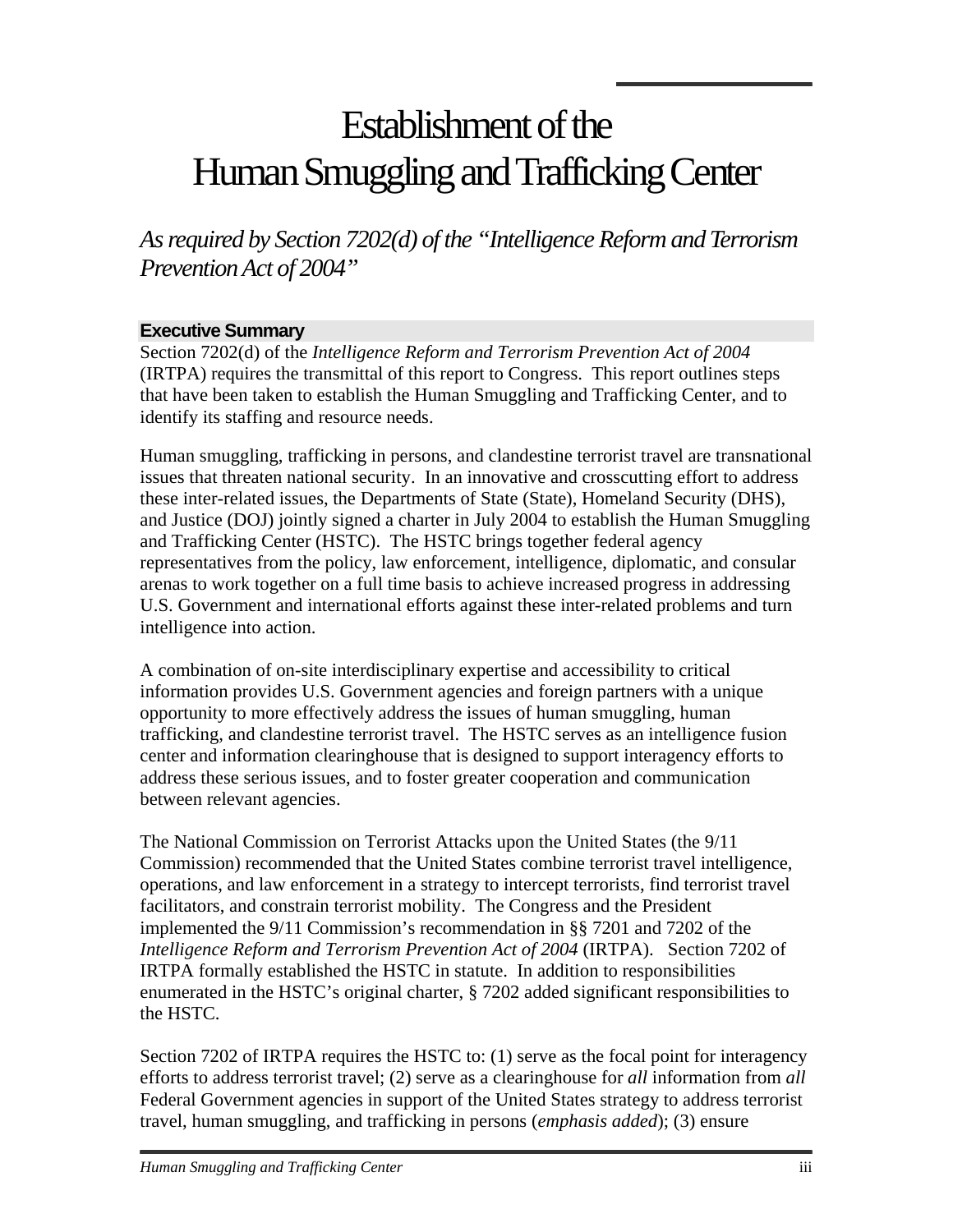# Establishment of the Human Smuggling and Trafficking Center

*As required by Section 7202(d) of the "Intelligence Reform and Terrorism Prevention Act of 2004"*

## Executive Summary

Section 7202(d) of the *Intelligence Reform and Terrorism Prevention Act of 2004* (IRTPA) requires the transmittal of this report to Congress. This report outlines steps that have been taken to establish the Human Smuggling and Trafficking Center, and to identify its staffing and resource needs.

Human smuggling, trafficking in persons, and clandestine terrorist travel are transnational issues that threaten national security. In an innovative and crosscutting effort to address these inter-related issues, the Departments of State (State), Homeland Security (DHS), and Justice (DOJ) jointly signed a charter in July 2004 to establish the Human Smuggling and Trafficking Center (HSTC). The HSTC brings together federal agency representatives from the policy, law enforcement, intelligence, diplomatic, and consular arenas to work together on a full time basis to achieve increased progress in addressing U.S. Government and international efforts against these inter-related problems and turn intelligence into action.

A combination of on-site interdisciplinary expertise and accessibility to critical information provides U.S. Government agencies and foreign partners with a unique opportunity to more effectively address the issues of human smuggling, human trafficking, and clandestine terrorist travel. The HSTC serves as an intelligence fusion center and information clearinghouse that is designed to support interagency efforts to address these serious issues, and to foster greater cooperation and communication between relevant agencies.

The National Commission on Terrorist Attacks upon the United States (the 9/11 Commission) recommended that the United States combine terrorist travel intelligence, operations, and law enforcement in a strategy to intercept terrorists, find terrorist travel facilitators, and constrain terrorist mobility. The Congress and the President implemented the 9/11 Commission's recommendation in §§ 7201 and 7202 of the *Intelligence Reform and Terrorism Prevention Act of 2004* (IRTPA). Section 7202 of IRTPA formally established the HSTC in statute. In addition to responsibilities enumerated in the HSTC's original charter, § 7202 added significant responsibilities to the HSTC.

Section 7202 of IRTPA requires the HSTC to: (1) serve as the focal point for interagency efforts to address terrorist travel; (2) serve as a clearinghouse for *all* information from *all* Federal Government agencies in support of the United States strategy to address terrorist travel, human smuggling, and trafficking in persons (*emphasis added*); (3) ensure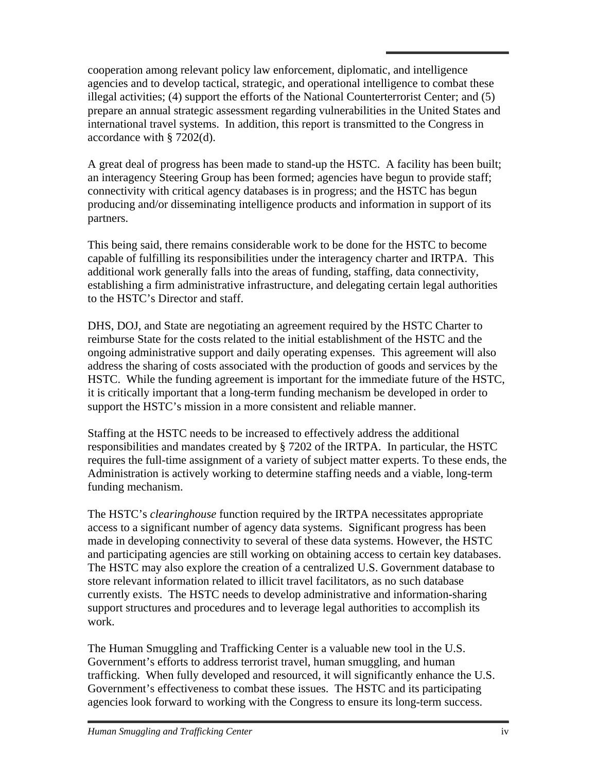cooperation among relevant policy law enforcement, diplomatic, and intelligence agencies and to develop tactical, strategic, and operational intelligence to combat these illegal activities; (4) support the efforts of the National Counterterrorist Center; and (5) prepare an annual strategic assessment regarding vulnerabilities in the United States and international travel systems. In addition, this report is transmitted to the Congress in accordance with § 7202(d).

A great deal of progress has been made to stand-up the HSTC. A facility has been built; an interagency Steering Group has been formed; agencies have begun to provide staff; connectivity with critical agency databases is in progress; and the HSTC has begun producing and/or disseminating intelligence products and information in support of its partners.

This being said, there remains considerable work to be done for the HSTC to become capable of fulfilling its responsibilities under the interagency charter and IRTPA. This additional work generally falls into the areas of funding, staffing, data connectivity, establishing a firm administrative infrastructure, and delegating certain legal authorities to the HSTC's Director and staff.

DHS, DOJ, and State are negotiating an agreement required by the HSTC Charter to reimburse State for the costs related to the initial establishment of the HSTC and the ongoing administrative support and daily operating expenses. This agreement will also address the sharing of costs associated with the production of goods and services by the HSTC. While the funding agreement is important for the immediate future of the HSTC, it is critically important that a long-term funding mechanism be developed in order to support the HSTC's mission in a more consistent and reliable manner.

Staffing at the HSTC needs to be increased to effectively address the additional responsibilities and mandates created by § 7202 of the IRTPA. In particular, the HSTC requires the full-time assignment of a variety of subject matter experts. To these ends, the Administration is actively working to determine staffing needs and a viable, long-term funding mechanism.

The HSTC's *clearinghouse* function required by the IRTPA necessitates appropriate access to a significant number of agency data systems. Significant progress has been made in developing connectivity to several of these data systems. However, the HSTC and participating agencies are still working on obtaining access to certain key databases. The HSTC may also explore the creation of a centralized U.S. Government database to store relevant information related to illicit travel facilitators, as no such database currently exists. The HSTC needs to develop administrative and information-sharing support structures and procedures and to leverage legal authorities to accomplish its work.

The Human Smuggling and Trafficking Center is a valuable new tool in the U.S. Government's efforts to address terrorist travel, human smuggling, and human trafficking. When fully developed and resourced, it will significantly enhance the U.S. Government's effectiveness to combat these issues. The HSTC and its participating agencies look forward to working with the Congress to ensure its long-term success.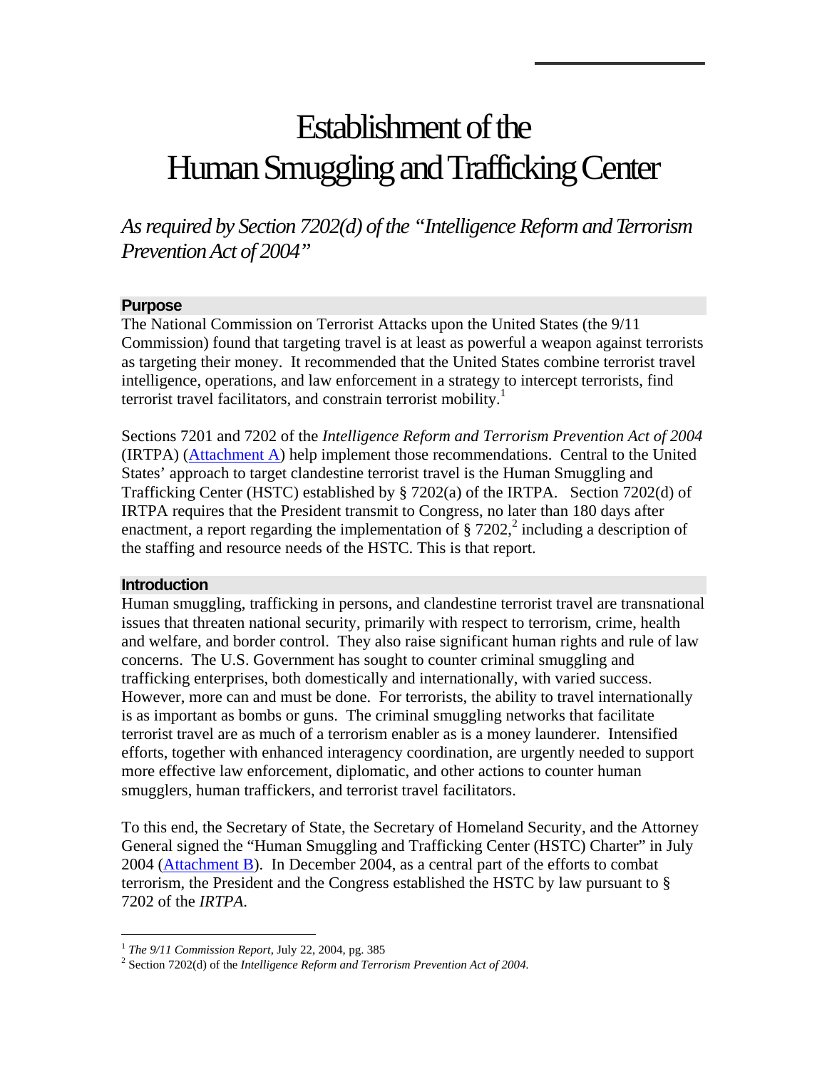# Establishment of the Human Smuggling and Trafficking Center

*As required by Section 7202(d) of the "Intelligence Reform and Terrorism Prevention Act of 2004"*

## Purpose

The National Commission on Terrorist Attacks upon the United States (the 9/11 Commission) found that targeting travel is at least as powerful a weapon against terrorists as targeting their money. It recommended that the United States combine terrorist travel intelligence, operations, and law enforcement in a strategy to intercept terrorists, find terrorist travel facilitators, and constrain terrorist mobility.[1]

Sections 7201 and 7202 of the *Intelligence Reform and Terrorism Prevention Act of 2004* (IRTPA) (Attachment A) help implement those recommendations. Central to the United States' approach to target clandestine terrorist travel is the Human Smuggling and Trafficking Center (HSTC) established by § 7202(a) of the IRTPA. Section 7202(d) of IRTPA requires that the President transmit to Congress, no later than 180 days after enactment, a report regarding the implementation of § 7202,[2] including a description of the staffing and resource needs of the HSTC. This is that report.

## Introduction

Human smuggling, trafficking in persons, and clandestine terrorist travel are transnational issues that threaten national security, primarily with respect to terrorism, crime, health and welfare, and border control. They also raise significant human rights and rule of law concerns. The U.S. Government has sought to counter criminal smuggling and trafficking enterprises, both domestically and internationally, with varied success. However, more can and must be done. For terrorists, the ability to travel internationally is as important as bombs or guns. The criminal smuggling networks that facilitate terrorist travel are as much of a terrorism enabler as is a money launderer. Intensified efforts, together with enhanced interagency coordination, are urgently needed to support more effective law enforcement, diplomatic, and other actions to counter human smugglers, human traffickers, and terrorist travel facilitators.

To this end, the Secretary of State, the Secretary of Homeland Security, and the Attorney General signed the "Human Smuggling and Trafficking Center (HSTC) Charter" in July 2004 (Attachment B). In December 2004, as a central part of the efforts to combat terrorism, the President and the Congress established the HSTC by law pursuant to § 7202 of the *IRTPA*.

---

[1] *The 9/11 Commission Report*, July 22, 2004, pg. 385

[2] Section 7202(d) of the *Intelligence Reform and Terrorism Prevention Act of 2004*.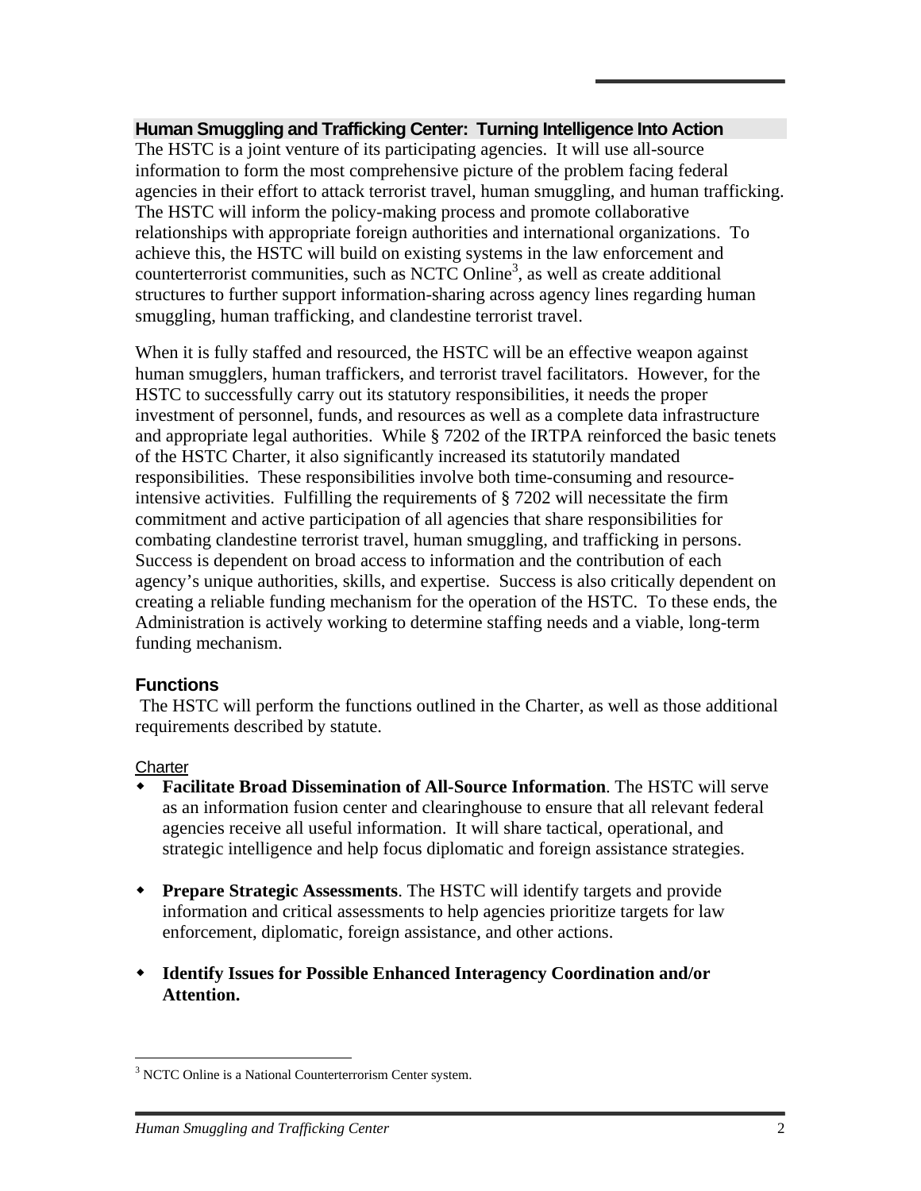## Human Smuggling and Trafficking Center: Turning Intelligence Into Action

The HSTC is a joint venture of its participating agencies. It will use all-source information to form the most comprehensive picture of the problem facing federal agencies in their effort to attack terrorist travel, human smuggling, and human trafficking. The HSTC will inform the policy-making process and promote collaborative relationships with appropriate foreign authorities and international organizations. To achieve this, the HSTC will build on existing systems in the law enforcement and counterterrorist communities, such as NCTC Online[3], as well as create additional structures to further support information-sharing across agency lines regarding human smuggling, human trafficking, and clandestine terrorist travel.

When it is fully staffed and resourced, the HSTC will be an effective weapon against human smugglers, human traffickers, and terrorist travel facilitators. However, for the HSTC to successfully carry out its statutory responsibilities, it needs the proper investment of personnel, funds, and resources as well as a complete data infrastructure and appropriate legal authorities. While § 7202 of the IRTPA reinforced the basic tenets of the HSTC Charter, it also significantly increased its statutorily mandated responsibilities. These responsibilities involve both time-consuming and resource-intensive activities. Fulfilling the requirements of § 7202 will necessitate the firm commitment and active participation of all agencies that share responsibilities for combating clandestine terrorist travel, human smuggling, and trafficking in persons. Success is dependent on broad access to information and the contribution of each agency's unique authorities, skills, and expertise. Success is also critically dependent on creating a reliable funding mechanism for the operation of the HSTC. To these ends, the Administration is actively working to determine staffing needs and a viable, long-term funding mechanism.

### Functions

The HSTC will perform the functions outlined in the Charter, as well as those additional requirements described by statute.

Charter

- **Facilitate Broad Dissemination of All-Source Information**. The HSTC will serve as an information fusion center and clearinghouse to ensure that all relevant federal agencies receive all useful information. It will share tactical, operational, and strategic intelligence and help focus diplomatic and foreign assistance strategies.

- **Prepare Strategic Assessments**. The HSTC will identify targets and provide information and critical assessments to help agencies prioritize targets for law enforcement, diplomatic, foreign assistance, and other actions.

- **Identify Issues for Possible Enhanced Interagency Coordination and/or Attention.**

[3] NCTC Online is a National Counterterrorism Center system.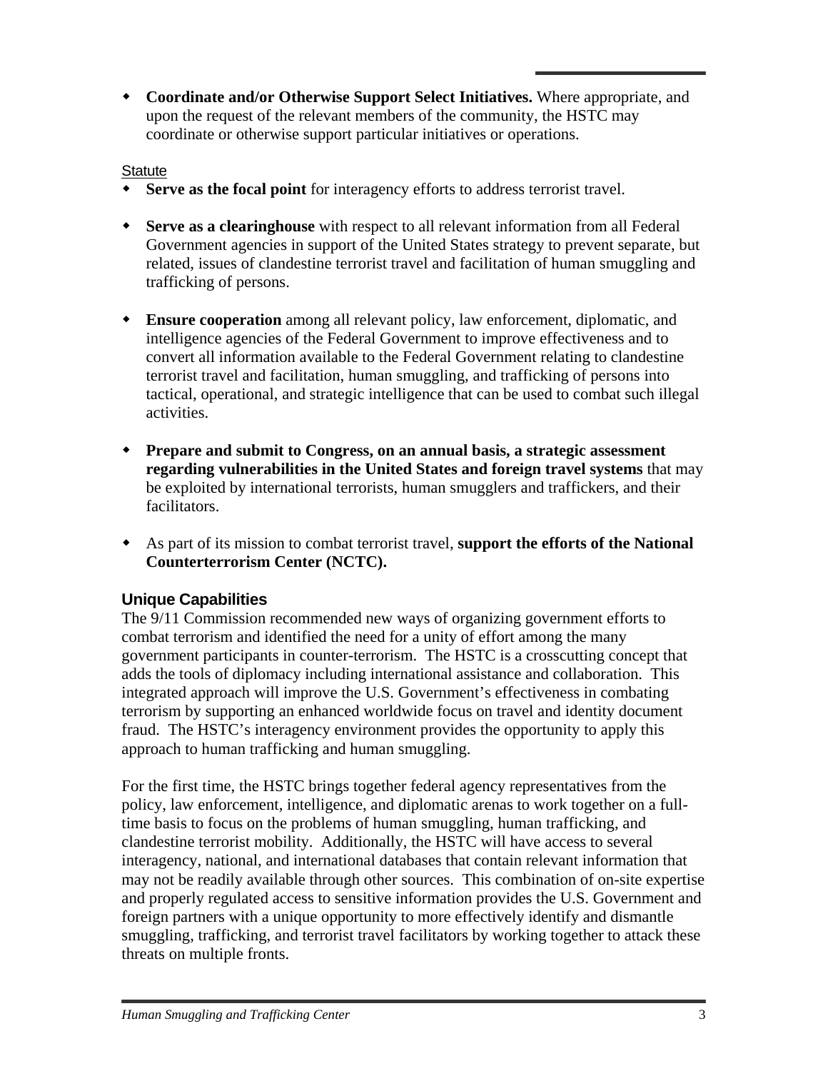- **Coordinate and/or Otherwise Support Select Initiatives.** Where appropriate, and upon the request of the relevant members of the community, the HSTC may coordinate or otherwise support particular initiatives or operations.

Statute

- **Serve as the focal point** for interagency efforts to address terrorist travel.
- **Serve as a clearinghouse** with respect to all relevant information from all Federal Government agencies in support of the United States strategy to prevent separate, but related, issues of clandestine terrorist travel and facilitation of human smuggling and trafficking of persons.
- **Ensure cooperation** among all relevant policy, law enforcement, diplomatic, and intelligence agencies of the Federal Government to improve effectiveness and to convert all information available to the Federal Government relating to clandestine terrorist travel and facilitation, human smuggling, and trafficking of persons into tactical, operational, and strategic intelligence that can be used to combat such illegal activities.
- **Prepare and submit to Congress, on an annual basis, a strategic assessment regarding vulnerabilities in the United States and foreign travel systems** that may be exploited by international terrorists, human smugglers and traffickers, and their facilitators.
- As part of its mission to combat terrorist travel, **support the efforts of the National Counterterrorism Center (NCTC).**

### Unique Capabilities

The 9/11 Commission recommended new ways of organizing government efforts to combat terrorism and identified the need for a unity of effort among the many government participants in counter-terrorism. The HSTC is a crosscutting concept that adds the tools of diplomacy including international assistance and collaboration. This integrated approach will improve the U.S. Government's effectiveness in combating terrorism by supporting an enhanced worldwide focus on travel and identity document fraud. The HSTC's interagency environment provides the opportunity to apply this approach to human trafficking and human smuggling.

For the first time, the HSTC brings together federal agency representatives from the policy, law enforcement, intelligence, and diplomatic arenas to work together on a full-time basis to focus on the problems of human smuggling, human trafficking, and clandestine terrorist mobility. Additionally, the HSTC will have access to several interagency, national, and international databases that contain relevant information that may not be readily available through other sources. This combination of on-site expertise and properly regulated access to sensitive information provides the U.S. Government and foreign partners with a unique opportunity to more effectively identify and dismantle smuggling, trafficking, and terrorist travel facilitators by working together to attack these threats on multiple fronts.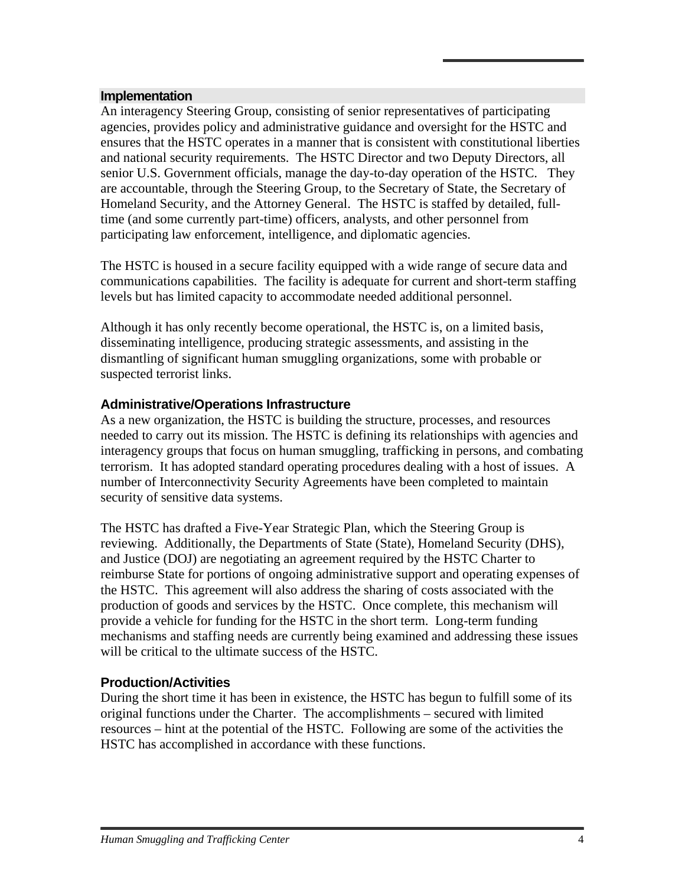## Implementation

An interagency Steering Group, consisting of senior representatives of participating agencies, provides policy and administrative guidance and oversight for the HSTC and ensures that the HSTC operates in a manner that is consistent with constitutional liberties and national security requirements. The HSTC Director and two Deputy Directors, all senior U.S. Government officials, manage the day-to-day operation of the HSTC. They are accountable, through the Steering Group, to the Secretary of State, the Secretary of Homeland Security, and the Attorney General. The HSTC is staffed by detailed, full-time (and some currently part-time) officers, analysts, and other personnel from participating law enforcement, intelligence, and diplomatic agencies.

The HSTC is housed in a secure facility equipped with a wide range of secure data and communications capabilities. The facility is adequate for current and short-term staffing levels but has limited capacity to accommodate needed additional personnel.

Although it has only recently become operational, the HSTC is, on a limited basis, disseminating intelligence, producing strategic assessments, and assisting in the dismantling of significant human smuggling organizations, some with probable or suspected terrorist links.

### Administrative/Operations Infrastructure

As a new organization, the HSTC is building the structure, processes, and resources needed to carry out its mission. The HSTC is defining its relationships with agencies and interagency groups that focus on human smuggling, trafficking in persons, and combating terrorism. It has adopted standard operating procedures dealing with a host of issues. A number of Interconnectivity Security Agreements have been completed to maintain security of sensitive data systems.

The HSTC has drafted a Five-Year Strategic Plan, which the Steering Group is reviewing. Additionally, the Departments of State (State), Homeland Security (DHS), and Justice (DOJ) are negotiating an agreement required by the HSTC Charter to reimburse State for portions of ongoing administrative support and operating expenses of the HSTC. This agreement will also address the sharing of costs associated with the production of goods and services by the HSTC. Once complete, this mechanism will provide a vehicle for funding for the HSTC in the short term. Long-term funding mechanisms and staffing needs are currently being examined and addressing these issues will be critical to the ultimate success of the HSTC.

### Production/Activities

During the short time it has been in existence, the HSTC has begun to fulfill some of its original functions under the Charter. The accomplishments – secured with limited resources – hint at the potential of the HSTC. Following are some of the activities the HSTC has accomplished in accordance with these functions.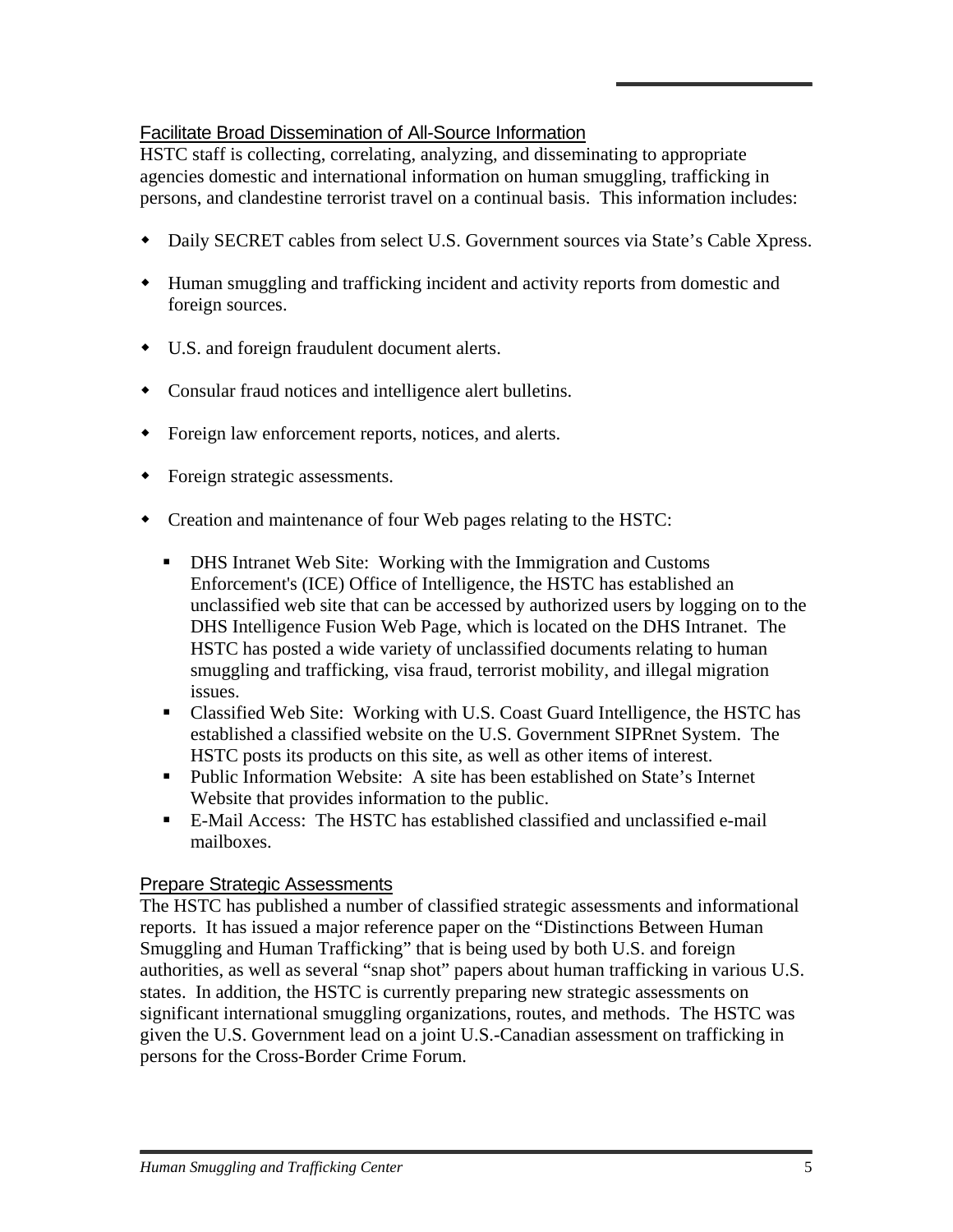## Facilitate Broad Dissemination of All-Source Information

HSTC staff is collecting, correlating, analyzing, and disseminating to appropriate agencies domestic and international information on human smuggling, trafficking in persons, and clandestine terrorist travel on a continual basis. This information includes:

- Daily SECRET cables from select U.S. Government sources via State's Cable Xpress.
- Human smuggling and trafficking incident and activity reports from domestic and foreign sources.
- U.S. and foreign fraudulent document alerts.
- Consular fraud notices and intelligence alert bulletins.
- Foreign law enforcement reports, notices, and alerts.
- Foreign strategic assessments.
- Creation and maintenance of four Web pages relating to the HSTC:
  - DHS Intranet Web Site: Working with the Immigration and Customs Enforcement's (ICE) Office of Intelligence, the HSTC has established an unclassified web site that can be accessed by authorized users by logging on to the DHS Intelligence Fusion Web Page, which is located on the DHS Intranet. The HSTC has posted a wide variety of unclassified documents relating to human smuggling and trafficking, visa fraud, terrorist mobility, and illegal migration issues.
  - Classified Web Site: Working with U.S. Coast Guard Intelligence, the HSTC has established a classified website on the U.S. Government SIPRnet System. The HSTC posts its products on this site, as well as other items of interest.
  - Public Information Website: A site has been established on State's Internet Website that provides information to the public.
  - E-Mail Access: The HSTC has established classified and unclassified e-mail mailboxes.

## Prepare Strategic Assessments

The HSTC has published a number of classified strategic assessments and informational reports. It has issued a major reference paper on the "Distinctions Between Human Smuggling and Human Trafficking" that is being used by both U.S. and foreign authorities, as well as several "snap shot" papers about human trafficking in various U.S. states. In addition, the HSTC is currently preparing new strategic assessments on significant international smuggling organizations, routes, and methods. The HSTC was given the U.S. Government lead on a joint U.S.-Canadian assessment on trafficking in persons for the Cross-Border Crime Forum.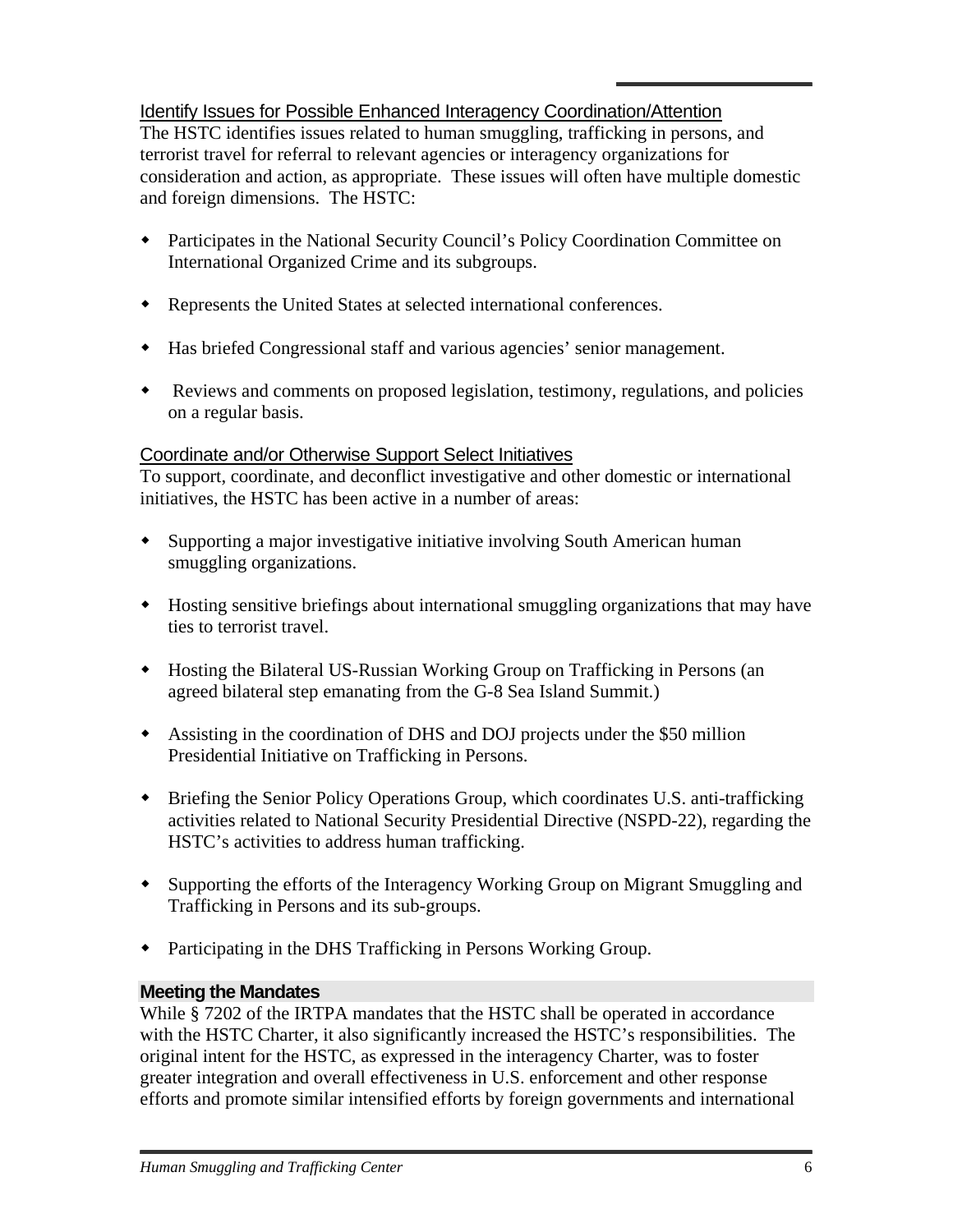### Identify Issues for Possible Enhanced Interagency Coordination/Attention

The HSTC identifies issues related to human smuggling, trafficking in persons, and terrorist travel for referral to relevant agencies or interagency organizations for consideration and action, as appropriate. These issues will often have multiple domestic and foreign dimensions. The HSTC:

- Participates in the National Security Council's Policy Coordination Committee on International Organized Crime and its subgroups.
- Represents the United States at selected international conferences.
- Has briefed Congressional staff and various agencies' senior management.
- Reviews and comments on proposed legislation, testimony, regulations, and policies on a regular basis.

### Coordinate and/or Otherwise Support Select Initiatives

To support, coordinate, and deconflict investigative and other domestic or international initiatives, the HSTC has been active in a number of areas:

- Supporting a major investigative initiative involving South American human smuggling organizations.
- Hosting sensitive briefings about international smuggling organizations that may have ties to terrorist travel.
- Hosting the Bilateral US-Russian Working Group on Trafficking in Persons (an agreed bilateral step emanating from the G-8 Sea Island Summit.)
- Assisting in the coordination of DHS and DOJ projects under the $50 million Presidential Initiative on Trafficking in Persons.
- Briefing the Senior Policy Operations Group, which coordinates U.S. anti-trafficking activities related to National Security Presidential Directive (NSPD-22), regarding the HSTC's activities to address human trafficking.
- Supporting the efforts of the Interagency Working Group on Migrant Smuggling and Trafficking in Persons and its sub-groups.
- Participating in the DHS Trafficking in Persons Working Group.

## Meeting the Mandates

While § 7202 of the IRTPA mandates that the HSTC shall be operated in accordance with the HSTC Charter, it also significantly increased the HSTC's responsibilities. The original intent for the HSTC, as expressed in the interagency Charter, was to foster greater integration and overall effectiveness in U.S. enforcement and other response efforts and promote similar intensified efforts by foreign governments and international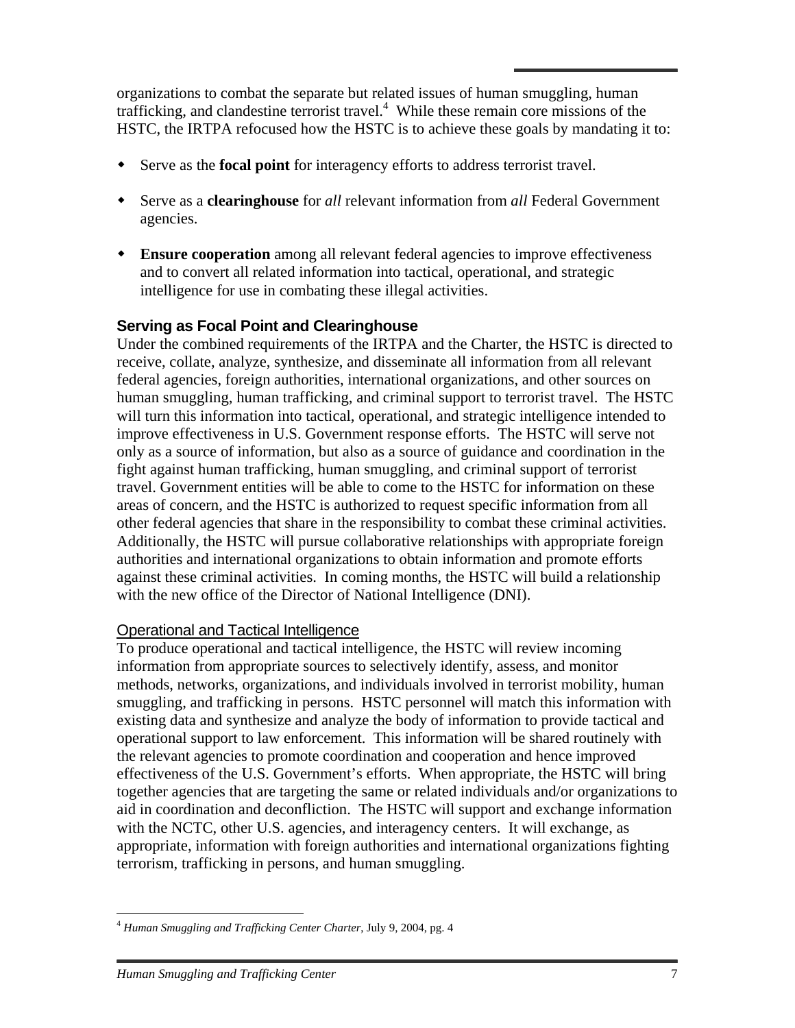organizations to combat the separate but related issues of human smuggling, human trafficking, and clandestine terrorist travel.[4] While these remain core missions of the HSTC, the IRTPA refocused how the HSTC is to achieve these goals by mandating it to:

- Serve as the **focal point** for interagency efforts to address terrorist travel.
- Serve as a **clearinghouse** for *all* relevant information from *all* Federal Government agencies.
- **Ensure cooperation** among all relevant federal agencies to improve effectiveness and to convert all related information into tactical, operational, and strategic intelligence for use in combating these illegal activities.

### Serving as Focal Point and Clearinghouse

Under the combined requirements of the IRTPA and the Charter, the HSTC is directed to receive, collate, analyze, synthesize, and disseminate all information from all relevant federal agencies, foreign authorities, international organizations, and other sources on human smuggling, human trafficking, and criminal support to terrorist travel. The HSTC will turn this information into tactical, operational, and strategic intelligence intended to improve effectiveness in U.S. Government response efforts. The HSTC will serve not only as a source of information, but also as a source of guidance and coordination in the fight against human trafficking, human smuggling, and criminal support of terrorist travel. Government entities will be able to come to the HSTC for information on these areas of concern, and the HSTC is authorized to request specific information from all other federal agencies that share in the responsibility to combat these criminal activities. Additionally, the HSTC will pursue collaborative relationships with appropriate foreign authorities and international organizations to obtain information and promote efforts against these criminal activities. In coming months, the HSTC will build a relationship with the new office of the Director of National Intelligence (DNI).

#### Operational and Tactical Intelligence

To produce operational and tactical intelligence, the HSTC will review incoming information from appropriate sources to selectively identify, assess, and monitor methods, networks, organizations, and individuals involved in terrorist mobility, human smuggling, and trafficking in persons. HSTC personnel will match this information with existing data and synthesize and analyze the body of information to provide tactical and operational support to law enforcement. This information will be shared routinely with the relevant agencies to promote coordination and cooperation and hence improved effectiveness of the U.S. Government's efforts. When appropriate, the HSTC will bring together agencies that are targeting the same or related individuals and/or organizations to aid in coordination and deconfliction. The HSTC will support and exchange information with the NCTC, other U.S. agencies, and interagency centers. It will exchange, as appropriate, information with foreign authorities and international organizations fighting terrorism, trafficking in persons, and human smuggling.

[4] *Human Smuggling and Trafficking Center Charter*, July 9, 2004, pg. 4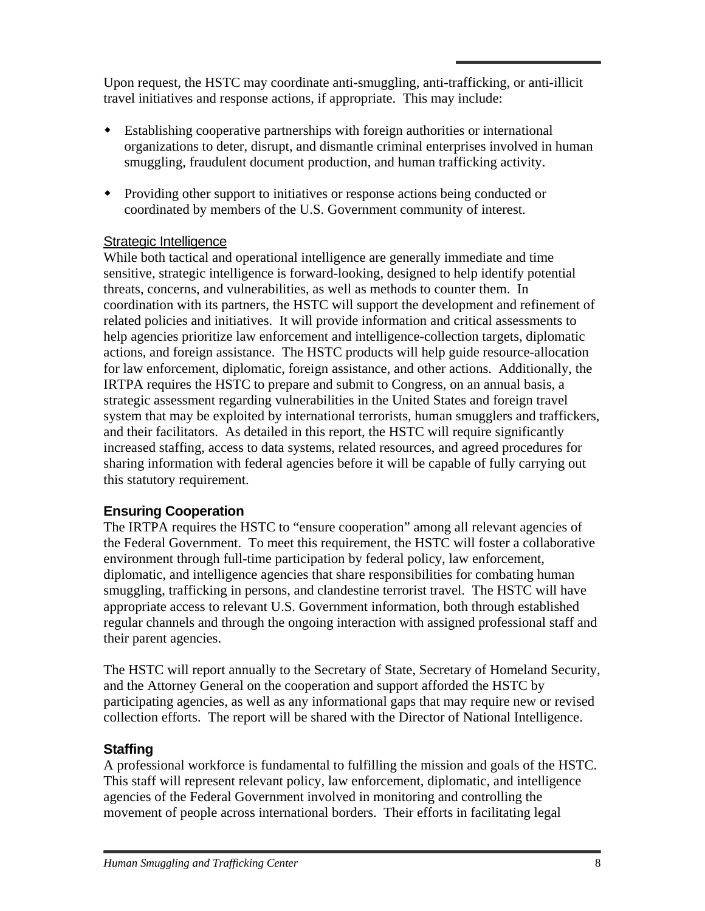Upon request, the HSTC may coordinate anti-smuggling, anti-trafficking, or anti-illicit travel initiatives and response actions, if appropriate. This may include:

- Establishing cooperative partnerships with foreign authorities or international organizations to deter, disrupt, and dismantle criminal enterprises involved in human smuggling, fraudulent document production, and human trafficking activity.
- Providing other support to initiatives or response actions being conducted or coordinated by members of the U.S. Government community of interest.

Strategic Intelligence

While both tactical and operational intelligence are generally immediate and time sensitive, strategic intelligence is forward-looking, designed to help identify potential threats, concerns, and vulnerabilities, as well as methods to counter them. In coordination with its partners, the HSTC will support the development and refinement of related policies and initiatives. It will provide information and critical assessments to help agencies prioritize law enforcement and intelligence-collection targets, diplomatic actions, and foreign assistance. The HSTC products will help guide resource-allocation for law enforcement, diplomatic, foreign assistance, and other actions. Additionally, the IRTPA requires the HSTC to prepare and submit to Congress, on an annual basis, a strategic assessment regarding vulnerabilities in the United States and foreign travel system that may be exploited by international terrorists, human smugglers and traffickers, and their facilitators. As detailed in this report, the HSTC will require significantly increased staffing, access to data systems, related resources, and agreed procedures for sharing information with federal agencies before it will be capable of fully carrying out this statutory requirement.

### Ensuring Cooperation

The IRTPA requires the HSTC to "ensure cooperation" among all relevant agencies of the Federal Government. To meet this requirement, the HSTC will foster a collaborative environment through full-time participation by federal policy, law enforcement, diplomatic, and intelligence agencies that share responsibilities for combating human smuggling, trafficking in persons, and clandestine terrorist travel. The HSTC will have appropriate access to relevant U.S. Government information, both through established regular channels and through the ongoing interaction with assigned professional staff and their parent agencies.

The HSTC will report annually to the Secretary of State, Secretary of Homeland Security, and the Attorney General on the cooperation and support afforded the HSTC by participating agencies, as well as any informational gaps that may require new or revised collection efforts. The report will be shared with the Director of National Intelligence.

### Staffing

A professional workforce is fundamental to fulfilling the mission and goals of the HSTC. This staff will represent relevant policy, law enforcement, diplomatic, and intelligence agencies of the Federal Government involved in monitoring and controlling the movement of people across international borders. Their efforts in facilitating legal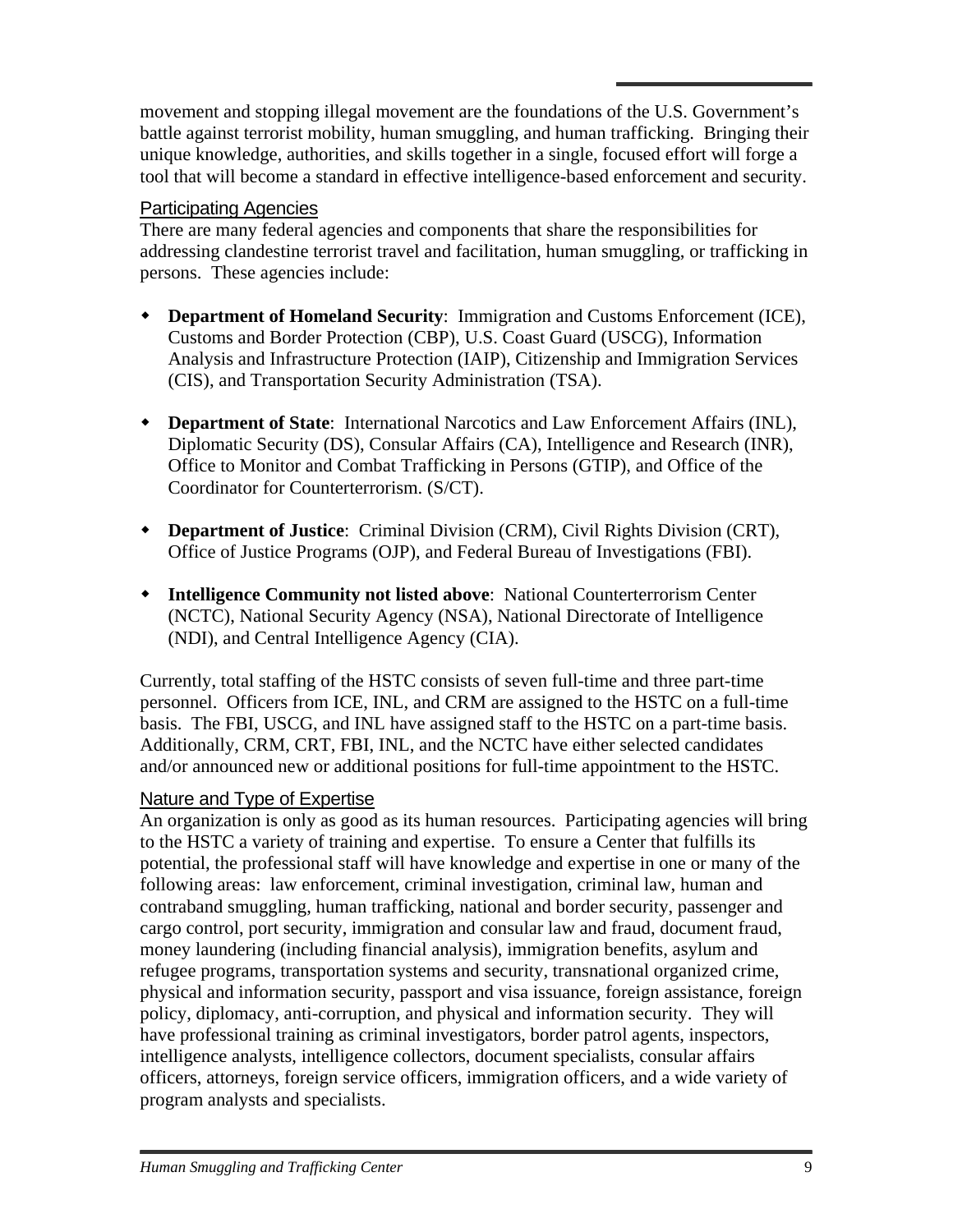movement and stopping illegal movement are the foundations of the U.S. Government's battle against terrorist mobility, human smuggling, and human trafficking. Bringing their unique knowledge, authorities, and skills together in a single, focused effort will forge a tool that will become a standard in effective intelligence-based enforcement and security.

## Participating Agencies

There are many federal agencies and components that share the responsibilities for addressing clandestine terrorist travel and facilitation, human smuggling, or trafficking in persons. These agencies include:

- **Department of Homeland Security**: Immigration and Customs Enforcement (ICE), Customs and Border Protection (CBP), U.S. Coast Guard (USCG), Information Analysis and Infrastructure Protection (IAIP), Citizenship and Immigration Services (CIS), and Transportation Security Administration (TSA).

- **Department of State**: International Narcotics and Law Enforcement Affairs (INL), Diplomatic Security (DS), Consular Affairs (CA), Intelligence and Research (INR), Office to Monitor and Combat Trafficking in Persons (GTIP), and Office of the Coordinator for Counterterrorism. (S/CT).

- **Department of Justice**: Criminal Division (CRM), Civil Rights Division (CRT), Office of Justice Programs (OJP), and Federal Bureau of Investigations (FBI).

- **Intelligence Community not listed above**: National Counterterrorism Center (NCTC), National Security Agency (NSA), National Directorate of Intelligence (NDI), and Central Intelligence Agency (CIA).

Currently, total staffing of the HSTC consists of seven full-time and three part-time personnel. Officers from ICE, INL, and CRM are assigned to the HSTC on a full-time basis. The FBI, USCG, and INL have assigned staff to the HSTC on a part-time basis. Additionally, CRM, CRT, FBI, INL, and the NCTC have either selected candidates and/or announced new or additional positions for full-time appointment to the HSTC.

## Nature and Type of Expertise

An organization is only as good as its human resources. Participating agencies will bring to the HSTC a variety of training and expertise. To ensure a Center that fulfills its potential, the professional staff will have knowledge and expertise in one or many of the following areas: law enforcement, criminal investigation, criminal law, human and contraband smuggling, human trafficking, national and border security, passenger and cargo control, port security, immigration and consular law and fraud, document fraud, money laundering (including financial analysis), immigration benefits, asylum and refugee programs, transportation systems and security, transnational organized crime, physical and information security, passport and visa issuance, foreign assistance, foreign policy, diplomacy, anti-corruption, and physical and information security. They will have professional training as criminal investigators, border patrol agents, inspectors, intelligence analysts, intelligence collectors, document specialists, consular affairs officers, attorneys, foreign service officers, immigration officers, and a wide variety of program analysts and specialists.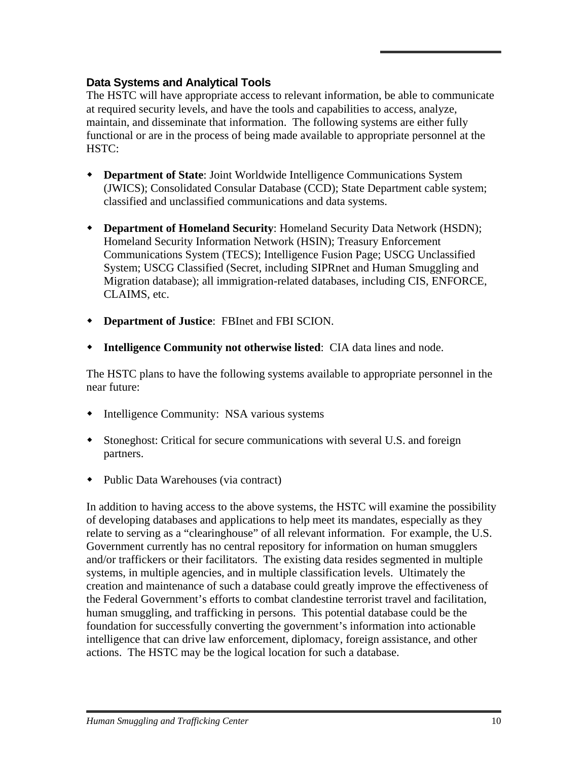### Data Systems and Analytical Tools

The HSTC will have appropriate access to relevant information, be able to communicate at required security levels, and have the tools and capabilities to access, analyze, maintain, and disseminate that information. The following systems are either fully functional or are in the process of being made available to appropriate personnel at the HSTC:

- **Department of State**: Joint Worldwide Intelligence Communications System (JWICS); Consolidated Consular Database (CCD); State Department cable system; classified and unclassified communications and data systems.
- **Department of Homeland Security**: Homeland Security Data Network (HSDN); Homeland Security Information Network (HSIN); Treasury Enforcement Communications System (TECS); Intelligence Fusion Page; USCG Unclassified System; USCG Classified (Secret, including SIPRnet and Human Smuggling and Migration database); all immigration-related databases, including CIS, ENFORCE, CLAIMS, etc.
- **Department of Justice**: FBInet and FBI SCION.
- **Intelligence Community not otherwise listed**: CIA data lines and node.

The HSTC plans to have the following systems available to appropriate personnel in the near future:

- Intelligence Community: NSA various systems
- Stoneghost: Critical for secure communications with several U.S. and foreign partners.
- Public Data Warehouses (via contract)

In addition to having access to the above systems, the HSTC will examine the possibility of developing databases and applications to help meet its mandates, especially as they relate to serving as a "clearinghouse" of all relevant information. For example, the U.S. Government currently has no central repository for information on human smugglers and/or traffickers or their facilitators. The existing data resides segmented in multiple systems, in multiple agencies, and in multiple classification levels. Ultimately the creation and maintenance of such a database could greatly improve the effectiveness of the Federal Government's efforts to combat clandestine terrorist travel and facilitation, human smuggling, and trafficking in persons. This potential database could be the foundation for successfully converting the government's information into actionable intelligence that can drive law enforcement, diplomacy, foreign assistance, and other actions. The HSTC may be the logical location for such a database.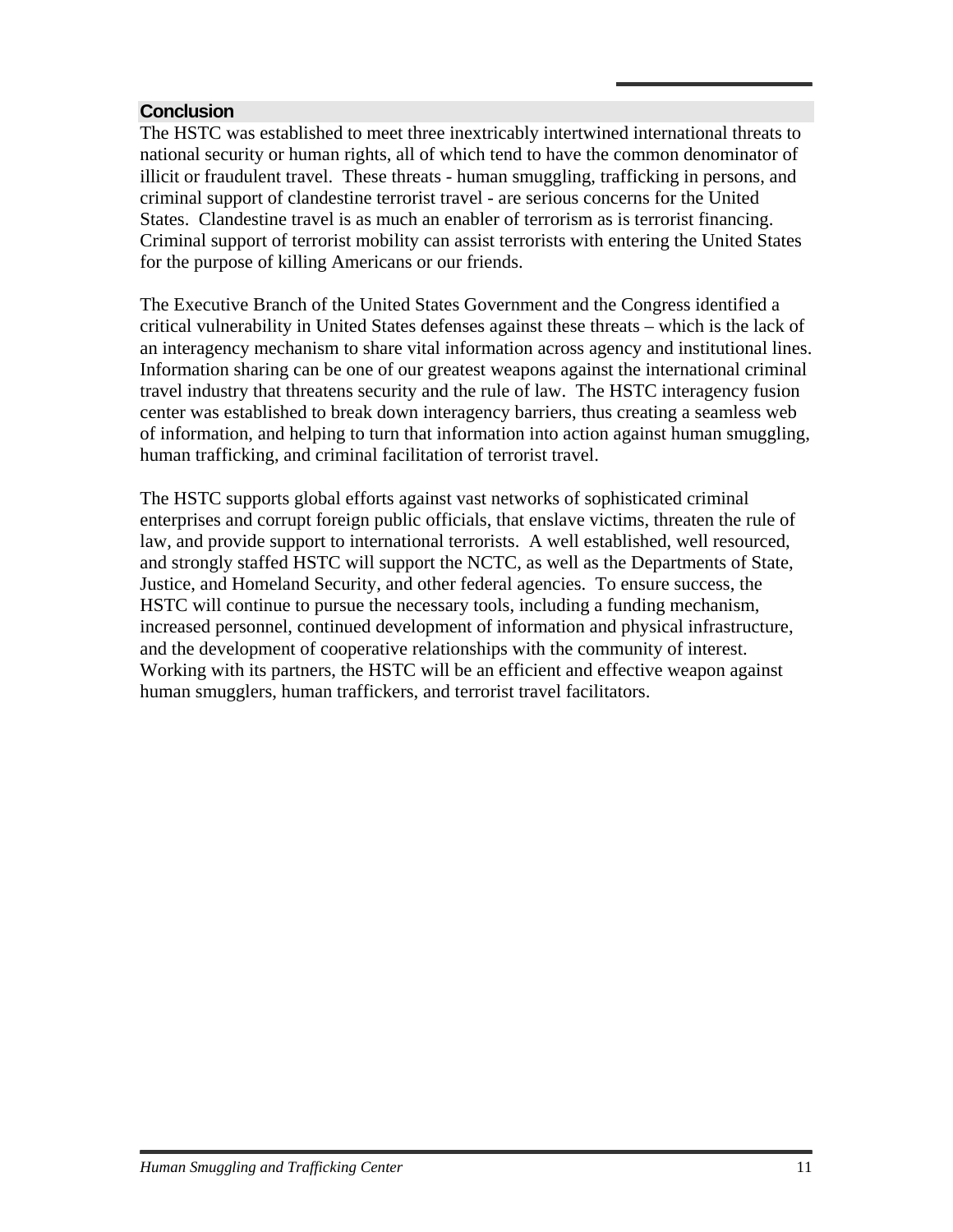## Conclusion

The HSTC was established to meet three inextricably intertwined international threats to national security or human rights, all of which tend to have the common denominator of illicit or fraudulent travel. These threats - human smuggling, trafficking in persons, and criminal support of clandestine terrorist travel - are serious concerns for the United States. Clandestine travel is as much an enabler of terrorism as is terrorist financing. Criminal support of terrorist mobility can assist terrorists with entering the United States for the purpose of killing Americans or our friends.

The Executive Branch of the United States Government and the Congress identified a critical vulnerability in United States defenses against these threats – which is the lack of an interagency mechanism to share vital information across agency and institutional lines. Information sharing can be one of our greatest weapons against the international criminal travel industry that threatens security and the rule of law. The HSTC interagency fusion center was established to break down interagency barriers, thus creating a seamless web of information, and helping to turn that information into action against human smuggling, human trafficking, and criminal facilitation of terrorist travel.

The HSTC supports global efforts against vast networks of sophisticated criminal enterprises and corrupt foreign public officials, that enslave victims, threaten the rule of law, and provide support to international terrorists. A well established, well resourced, and strongly staffed HSTC will support the NCTC, as well as the Departments of State, Justice, and Homeland Security, and other federal agencies. To ensure success, the HSTC will continue to pursue the necessary tools, including a funding mechanism, increased personnel, continued development of information and physical infrastructure, and the development of cooperative relationships with the community of interest. Working with its partners, the HSTC will be an efficient and effective weapon against human smugglers, human traffickers, and terrorist travel facilitators.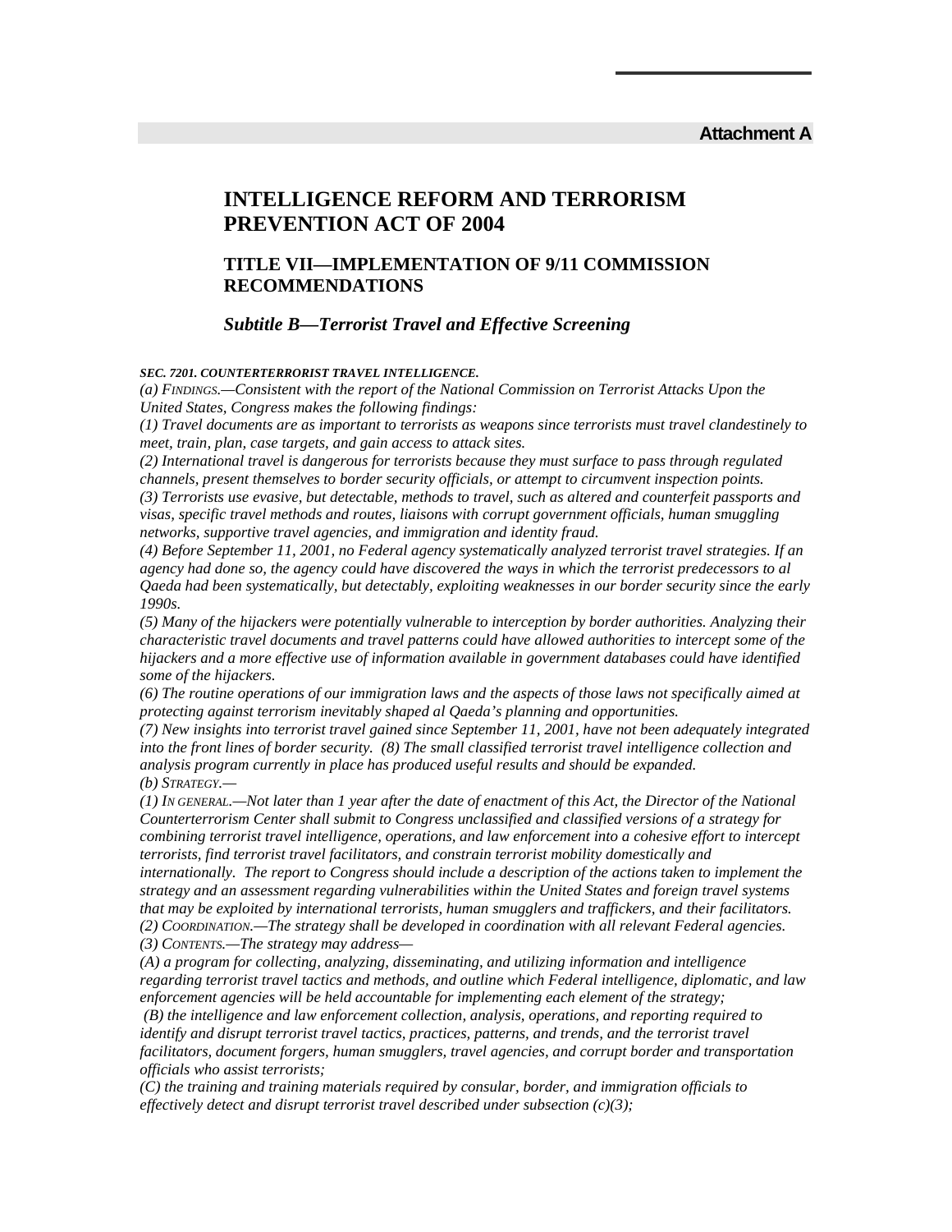**Attachment A**

# INTELLIGENCE REFORM AND TERRORISM PREVENTION ACT OF 2004

## TITLE VII—IMPLEMENTATION OF 9/11 COMMISSION RECOMMENDATIONS

### *Subtitle B—Terrorist Travel and Effective Screening*

***SEC. 7201. COUNTERTERRORIST TRAVEL INTELLIGENCE.***

*(a) FINDINGS.—Consistent with the report of the National Commission on Terrorist Attacks Upon the United States, Congress makes the following findings:*

*(1) Travel documents are as important to terrorists as weapons since terrorists must travel clandestinely to meet, train, plan, case targets, and gain access to attack sites.*

*(2) International travel is dangerous for terrorists because they must surface to pass through regulated channels, present themselves to border security officials, or attempt to circumvent inspection points.*

*(3) Terrorists use evasive, but detectable, methods to travel, such as altered and counterfeit passports and visas, specific travel methods and routes, liaisons with corrupt government officials, human smuggling networks, supportive travel agencies, and immigration and identity fraud.*

*(4) Before September 11, 2001, no Federal agency systematically analyzed terrorist travel strategies. If an agency had done so, the agency could have discovered the ways in which the terrorist predecessors to al Qaeda had been systematically, but detectably, exploiting weaknesses in our border security since the early 1990s.*

*(5) Many of the hijackers were potentially vulnerable to interception by border authorities. Analyzing their characteristic travel documents and travel patterns could have allowed authorities to intercept some of the hijackers and a more effective use of information available in government databases could have identified some of the hijackers.*

*(6) The routine operations of our immigration laws and the aspects of those laws not specifically aimed at protecting against terrorism inevitably shaped al Qaeda's planning and opportunities.*

*(7) New insights into terrorist travel gained since September 11, 2001, have not been adequately integrated into the front lines of border security. (8) The small classified terrorist travel intelligence collection and analysis program currently in place has produced useful results and should be expanded.*

*(b) STRATEGY.—*

*(1) IN GENERAL.—Not later than 1 year after the date of enactment of this Act, the Director of the National Counterterrorism Center shall submit to Congress unclassified and classified versions of a strategy for combining terrorist travel intelligence, operations, and law enforcement into a cohesive effort to intercept terrorists, find terrorist travel facilitators, and constrain terrorist mobility domestically and internationally. The report to Congress should include a description of the actions taken to implement the strategy and an assessment regarding vulnerabilities within the United States and foreign travel systems that may be exploited by international terrorists, human smugglers and traffickers, and their facilitators.*

*(2) COORDINATION.—The strategy shall be developed in coordination with all relevant Federal agencies.*

*(3) CONTENTS.—The strategy may address—*

*(A) a program for collecting, analyzing, disseminating, and utilizing information and intelligence regarding terrorist travel tactics and methods, and outline which Federal intelligence, diplomatic, and law enforcement agencies will be held accountable for implementing each element of the strategy;*

*(B) the intelligence and law enforcement collection, analysis, operations, and reporting required to identify and disrupt terrorist travel tactics, practices, patterns, and trends, and the terrorist travel facilitators, document forgers, human smugglers, travel agencies, and corrupt border and transportation officials who assist terrorists;*

*(C) the training and training materials required by consular, border, and immigration officials to effectively detect and disrupt terrorist travel described under subsection (c)(3);*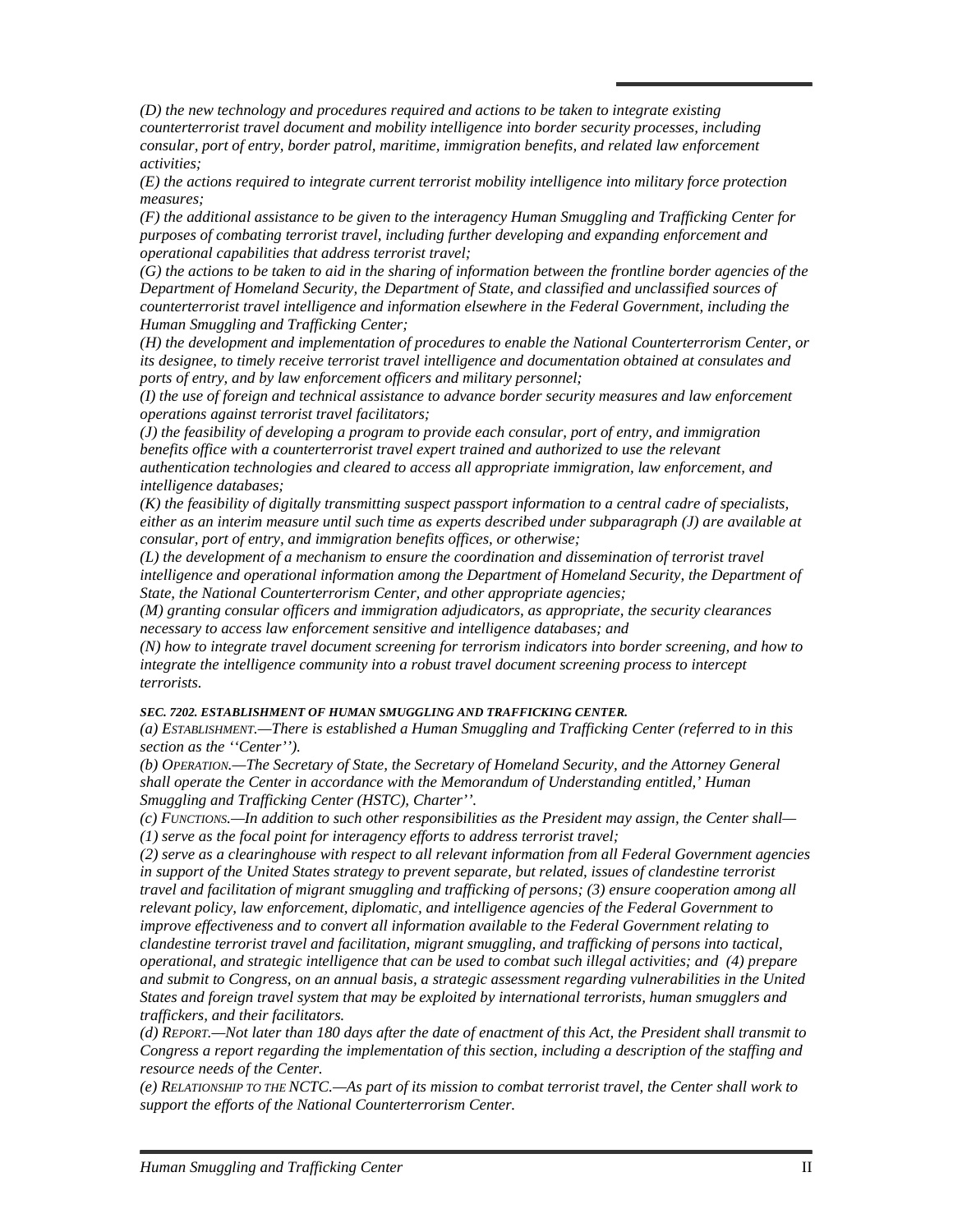*(D) the new technology and procedures required and actions to be taken to integrate existing counterterrorist travel document and mobility intelligence into border security processes, including consular, port of entry, border patrol, maritime, immigration benefits, and related law enforcement activities;*

*(E) the actions required to integrate current terrorist mobility intelligence into military force protection measures;*

*(F) the additional assistance to be given to the interagency Human Smuggling and Trafficking Center for purposes of combating terrorist travel, including further developing and expanding enforcement and operational capabilities that address terrorist travel;*

*(G) the actions to be taken to aid in the sharing of information between the frontline border agencies of the Department of Homeland Security, the Department of State, and classified and unclassified sources of counterterrorist travel intelligence and information elsewhere in the Federal Government, including the Human Smuggling and Trafficking Center;*

*(H) the development and implementation of procedures to enable the National Counterterrorism Center, or its designee, to timely receive terrorist travel intelligence and documentation obtained at consulates and ports of entry, and by law enforcement officers and military personnel;*

*(I) the use of foreign and technical assistance to advance border security measures and law enforcement operations against terrorist travel facilitators;*

*(J) the feasibility of developing a program to provide each consular, port of entry, and immigration benefits office with a counterterrorist travel expert trained and authorized to use the relevant authentication technologies and cleared to access all appropriate immigration, law enforcement, and intelligence databases;*

*(K) the feasibility of digitally transmitting suspect passport information to a central cadre of specialists, either as an interim measure until such time as experts described under subparagraph (J) are available at consular, port of entry, and immigration benefits offices, or otherwise;*

*(L) the development of a mechanism to ensure the coordination and dissemination of terrorist travel intelligence and operational information among the Department of Homeland Security, the Department of State, the National Counterterrorism Center, and other appropriate agencies;*

*(M) granting consular officers and immigration adjudicators, as appropriate, the security clearances necessary to access law enforcement sensitive and intelligence databases; and*

*(N) how to integrate travel document screening for terrorism indicators into border screening, and how to integrate the intelligence community into a robust travel document screening process to intercept terrorists.*

***SEC. 7202. ESTABLISHMENT OF HUMAN SMUGGLING AND TRAFFICKING CENTER.***

*(a) ESTABLISHMENT.—There is established a Human Smuggling and Trafficking Center (referred to in this section as the ''Center'').*

*(b) OPERATION.—The Secretary of State, the Secretary of Homeland Security, and the Attorney General shall operate the Center in accordance with the Memorandum of Understanding entitled,' Human Smuggling and Trafficking Center (HSTC), Charter''.*

*(c) FUNCTIONS.—In addition to such other responsibilities as the President may assign, the Center shall—*

*(1) serve as the focal point for interagency efforts to address terrorist travel;*

*(2) serve as a clearinghouse with respect to all relevant information from all Federal Government agencies in support of the United States strategy to prevent separate, but related, issues of clandestine terrorist travel and facilitation of migrant smuggling and trafficking of persons; (3) ensure cooperation among all relevant policy, law enforcement, diplomatic, and intelligence agencies of the Federal Government to improve effectiveness and to convert all information available to the Federal Government relating to clandestine terrorist travel and facilitation, migrant smuggling, and trafficking of persons into tactical, operational, and strategic intelligence that can be used to combat such illegal activities; and (4) prepare and submit to Congress, on an annual basis, a strategic assessment regarding vulnerabilities in the United States and foreign travel system that may be exploited by international terrorists, human smugglers and traffickers, and their facilitators.*

*(d) REPORT.—Not later than 180 days after the date of enactment of this Act, the President shall transmit to Congress a report regarding the implementation of this section, including a description of the staffing and resource needs of the Center.*

*(e) RELATIONSHIP TO THE NCTC.—As part of its mission to combat terrorist travel, the Center shall work to support the efforts of the National Counterterrorism Center.*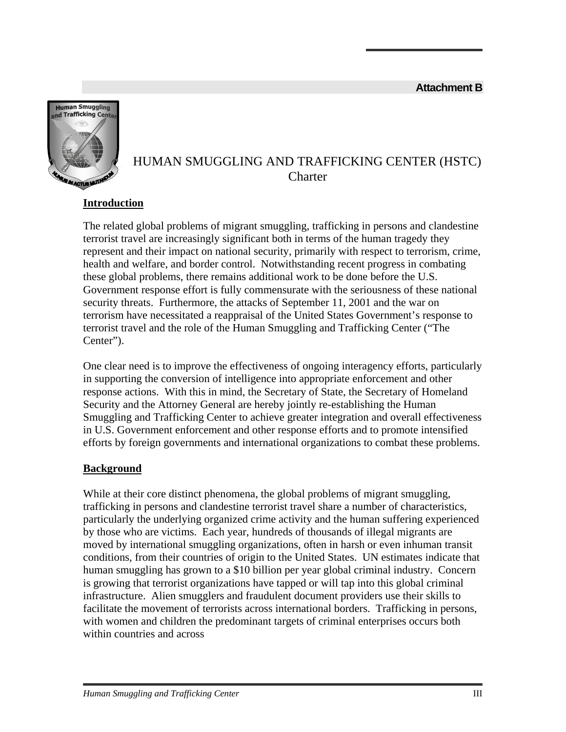**Attachment B**

# HUMAN SMUGGLING AND TRAFFICKING CENTER (HSTC) Charter

## Introduction

The related global problems of migrant smuggling, trafficking in persons and clandestine terrorist travel are increasingly significant both in terms of the human tragedy they represent and their impact on national security, primarily with respect to terrorism, crime, health and welfare, and border control. Notwithstanding recent progress in combating these global problems, there remains additional work to be done before the U.S. Government response effort is fully commensurate with the seriousness of these national security threats. Furthermore, the attacks of September 11, 2001 and the war on terrorism have necessitated a reappraisal of the United States Government's response to terrorist travel and the role of the Human Smuggling and Trafficking Center ("The Center").

One clear need is to improve the effectiveness of ongoing interagency efforts, particularly in supporting the conversion of intelligence into appropriate enforcement and other response actions. With this in mind, the Secretary of State, the Secretary of Homeland Security and the Attorney General are hereby jointly re-establishing the Human Smuggling and Trafficking Center to achieve greater integration and overall effectiveness in U.S. Government enforcement and other response efforts and to promote intensified efforts by foreign governments and international organizations to combat these problems.

## Background

While at their core distinct phenomena, the global problems of migrant smuggling, trafficking in persons and clandestine terrorist travel share a number of characteristics, particularly the underlying organized crime activity and the human suffering experienced by those who are victims. Each year, hundreds of thousands of illegal migrants are moved by international smuggling organizations, often in harsh or even inhuman transit conditions, from their countries of origin to the United States. UN estimates indicate that human smuggling has grown to a $10 billion per year global criminal industry. Concern is growing that terrorist organizations have tapped or will tap into this global criminal infrastructure. Alien smugglers and fraudulent document providers use their skills to facilitate the movement of terrorists across international borders. Trafficking in persons, with women and children the predominant targets of criminal enterprises occurs both within countries and across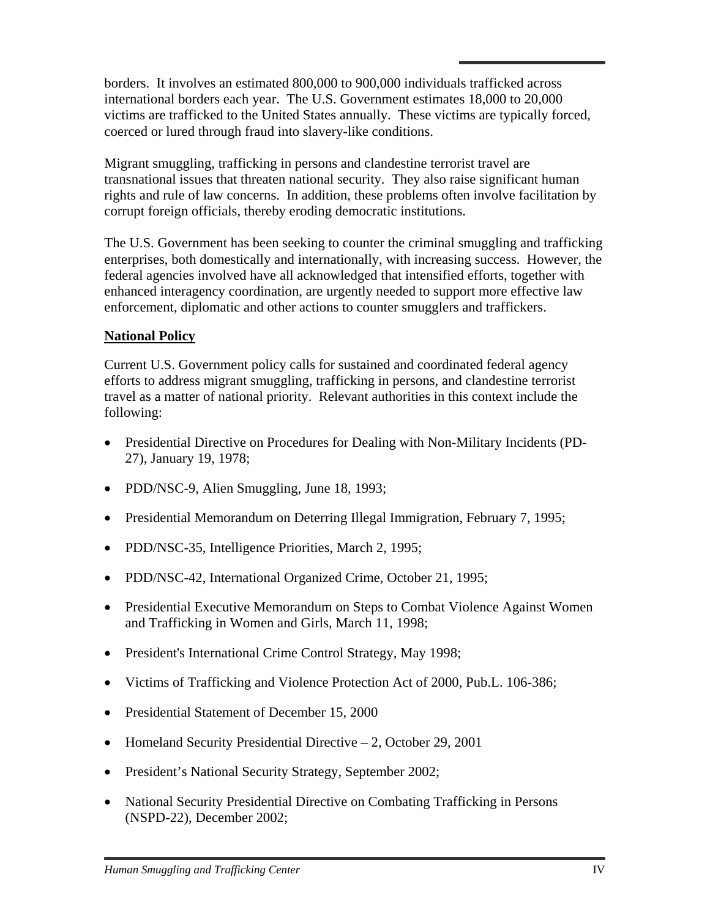borders. It involves an estimated 800,000 to 900,000 individuals trafficked across international borders each year. The U.S. Government estimates 18,000 to 20,000 victims are trafficked to the United States annually. These victims are typically forced, coerced or lured through fraud into slavery-like conditions.

Migrant smuggling, trafficking in persons and clandestine terrorist travel are transnational issues that threaten national security. They also raise significant human rights and rule of law concerns. In addition, these problems often involve facilitation by corrupt foreign officials, thereby eroding democratic institutions.

The U.S. Government has been seeking to counter the criminal smuggling and trafficking enterprises, both domestically and internationally, with increasing success. However, the federal agencies involved have all acknowledged that intensified efforts, together with enhanced interagency coordination, are urgently needed to support more effective law enforcement, diplomatic and other actions to counter smugglers and traffickers.

**National Policy**

Current U.S. Government policy calls for sustained and coordinated federal agency efforts to address migrant smuggling, trafficking in persons, and clandestine terrorist travel as a matter of national priority. Relevant authorities in this context include the following:

- Presidential Directive on Procedures for Dealing with Non-Military Incidents (PD-27), January 19, 1978;
- PDD/NSC-9, Alien Smuggling, June 18, 1993;
- Presidential Memorandum on Deterring Illegal Immigration, February 7, 1995;
- PDD/NSC-35, Intelligence Priorities, March 2, 1995;
- PDD/NSC-42, International Organized Crime, October 21, 1995;
- Presidential Executive Memorandum on Steps to Combat Violence Against Women and Trafficking in Women and Girls, March 11, 1998;
- President's International Crime Control Strategy, May 1998;
- Victims of Trafficking and Violence Protection Act of 2000, Pub.L. 106-386;
- Presidential Statement of December 15, 2000
- Homeland Security Presidential Directive – 2, October 29, 2001
- President's National Security Strategy, September 2002;
- National Security Presidential Directive on Combating Trafficking in Persons (NSPD-22), December 2002;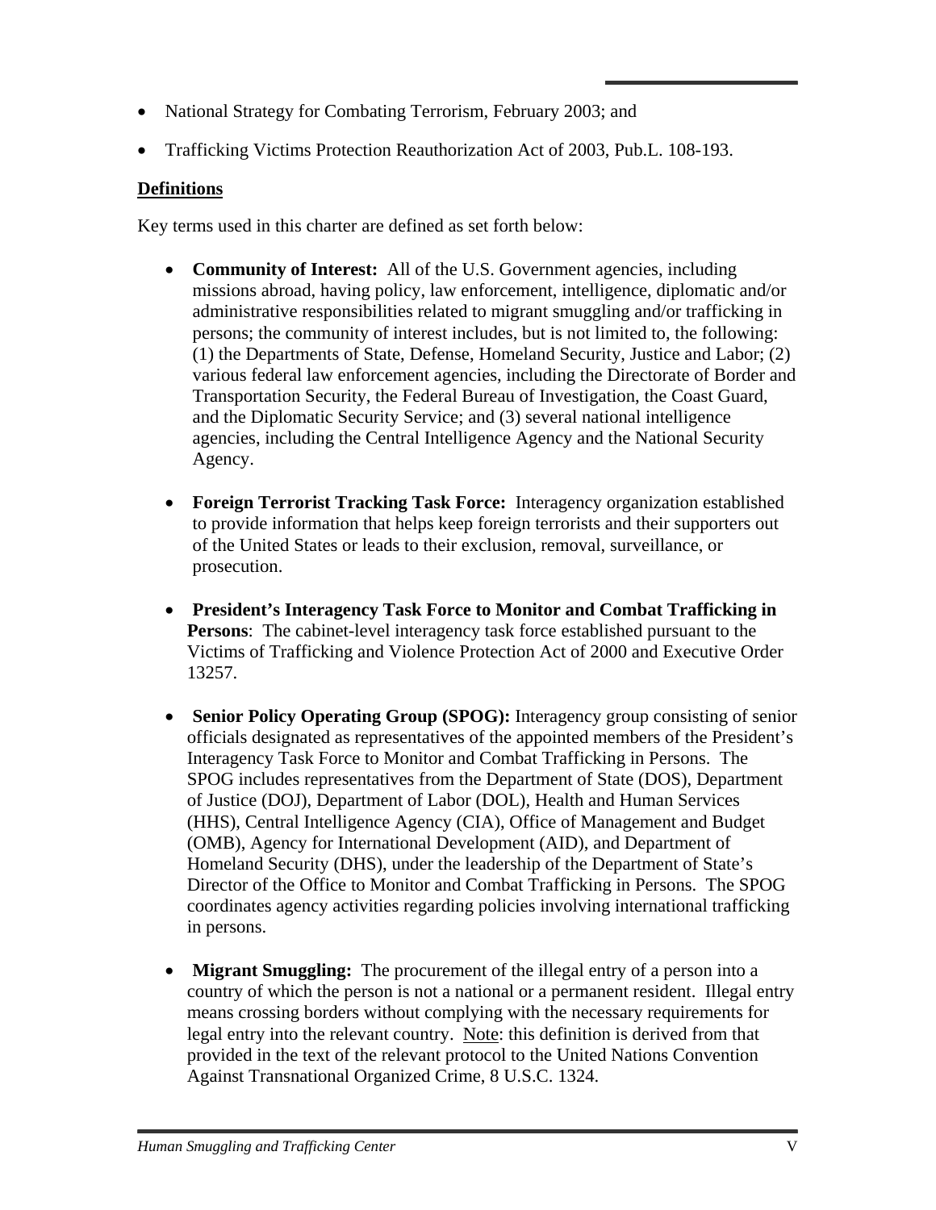- National Strategy for Combating Terrorism, February 2003; and
- Trafficking Victims Protection Reauthorization Act of 2003, Pub.L. 108-193.

## Definitions

Key terms used in this charter are defined as set forth below:

- **Community of Interest:** All of the U.S. Government agencies, including missions abroad, having policy, law enforcement, intelligence, diplomatic and/or administrative responsibilities related to migrant smuggling and/or trafficking in persons; the community of interest includes, but is not limited to, the following: (1) the Departments of State, Defense, Homeland Security, Justice and Labor; (2) various federal law enforcement agencies, including the Directorate of Border and Transportation Security, the Federal Bureau of Investigation, the Coast Guard, and the Diplomatic Security Service; and (3) several national intelligence agencies, including the Central Intelligence Agency and the National Security Agency.

- **Foreign Terrorist Tracking Task Force:** Interagency organization established to provide information that helps keep foreign terrorists and their supporters out of the United States or leads to their exclusion, removal, surveillance, or prosecution.

- **President's Interagency Task Force to Monitor and Combat Trafficking in Persons**: The cabinet-level interagency task force established pursuant to the Victims of Trafficking and Violence Protection Act of 2000 and Executive Order 13257.

- **Senior Policy Operating Group (SPOG):** Interagency group consisting of senior officials designated as representatives of the appointed members of the President's Interagency Task Force to Monitor and Combat Trafficking in Persons. The SPOG includes representatives from the Department of State (DOS), Department of Justice (DOJ), Department of Labor (DOL), Health and Human Services (HHS), Central Intelligence Agency (CIA), Office of Management and Budget (OMB), Agency for International Development (AID), and Department of Homeland Security (DHS), under the leadership of the Department of State's Director of the Office to Monitor and Combat Trafficking in Persons. The SPOG coordinates agency activities regarding policies involving international trafficking in persons.

- **Migrant Smuggling:** The procurement of the illegal entry of a person into a country of which the person is not a national or a permanent resident. Illegal entry means crossing borders without complying with the necessary requirements for legal entry into the relevant country. Note: this definition is derived from that provided in the text of the relevant protocol to the United Nations Convention Against Transnational Organized Crime, 8 U.S.C. 1324.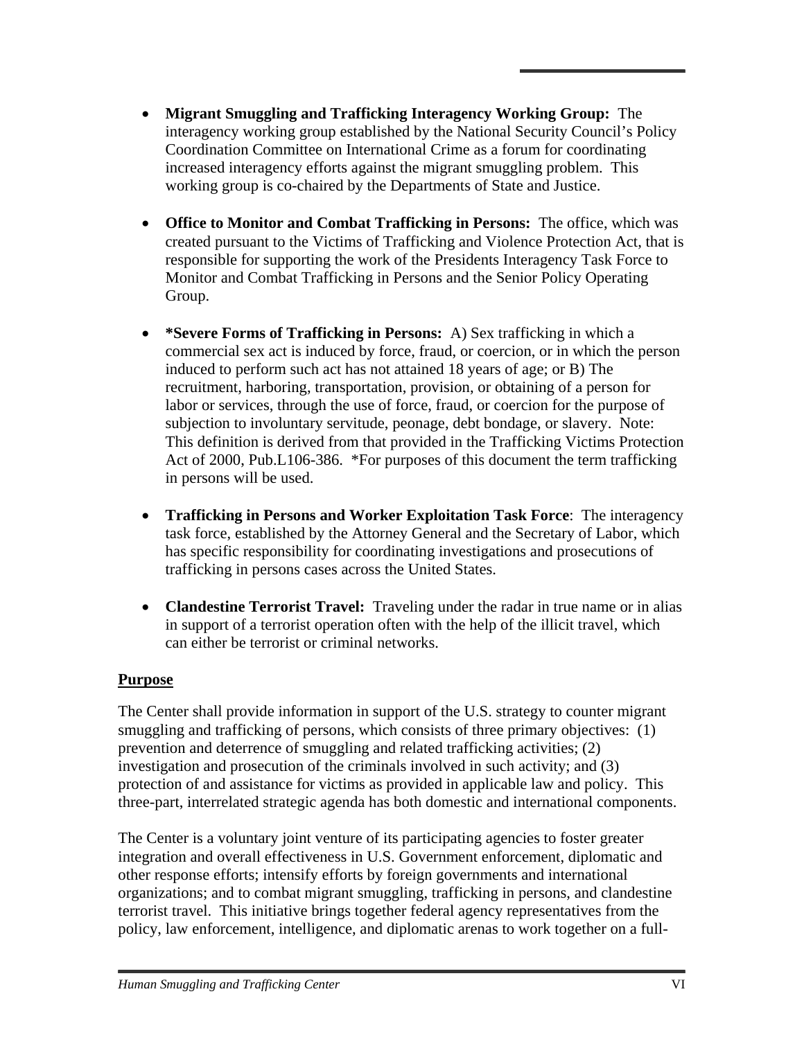- **Migrant Smuggling and Trafficking Interagency Working Group:** The interagency working group established by the National Security Council's Policy Coordination Committee on International Crime as a forum for coordinating increased interagency efforts against the migrant smuggling problem. This working group is co-chaired by the Departments of State and Justice.

- **Office to Monitor and Combat Trafficking in Persons:** The office, which was created pursuant to the Victims of Trafficking and Violence Protection Act, that is responsible for supporting the work of the Presidents Interagency Task Force to Monitor and Combat Trafficking in Persons and the Senior Policy Operating Group.

- **\*Severe Forms of Trafficking in Persons:** A) Sex trafficking in which a commercial sex act is induced by force, fraud, or coercion, or in which the person induced to perform such act has not attained 18 years of age; or B) The recruitment, harboring, transportation, provision, or obtaining of a person for labor or services, through the use of force, fraud, or coercion for the purpose of subjection to involuntary servitude, peonage, debt bondage, or slavery. Note: This definition is derived from that provided in the Trafficking Victims Protection Act of 2000, Pub.L106-386. *For purposes of this document the term trafficking in persons will be used.

- **Trafficking in Persons and Worker Exploitation Task Force**: The interagency task force, established by the Attorney General and the Secretary of Labor, which has specific responsibility for coordinating investigations and prosecutions of trafficking in persons cases across the United States.

- **Clandestine Terrorist Travel:** Traveling under the radar in true name or in alias in support of a terrorist operation often with the help of the illicit travel, which can either be terrorist or criminal networks.

**Purpose**

The Center shall provide information in support of the U.S. strategy to counter migrant smuggling and trafficking of persons, which consists of three primary objectives: (1) prevention and deterrence of smuggling and related trafficking activities; (2) investigation and prosecution of the criminals involved in such activity; and (3) protection of and assistance for victims as provided in applicable law and policy. This three-part, interrelated strategic agenda has both domestic and international components.

The Center is a voluntary joint venture of its participating agencies to foster greater integration and overall effectiveness in U.S. Government enforcement, diplomatic and other response efforts; intensify efforts by foreign governments and international organizations; and to combat migrant smuggling, trafficking in persons, and clandestine terrorist travel. This initiative brings together federal agency representatives from the policy, law enforcement, intelligence, and diplomatic arenas to work together on a full-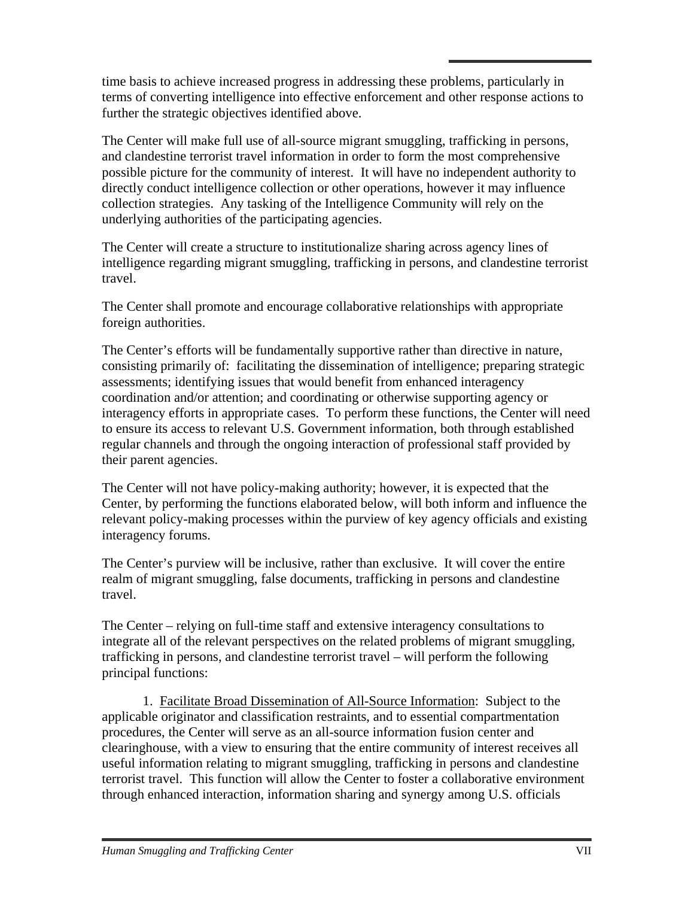time basis to achieve increased progress in addressing these problems, particularly in terms of converting intelligence into effective enforcement and other response actions to further the strategic objectives identified above.

The Center will make full use of all-source migrant smuggling, trafficking in persons, and clandestine terrorist travel information in order to form the most comprehensive possible picture for the community of interest. It will have no independent authority to directly conduct intelligence collection or other operations, however it may influence collection strategies. Any tasking of the Intelligence Community will rely on the underlying authorities of the participating agencies.

The Center will create a structure to institutionalize sharing across agency lines of intelligence regarding migrant smuggling, trafficking in persons, and clandestine terrorist travel.

The Center shall promote and encourage collaborative relationships with appropriate foreign authorities.

The Center's efforts will be fundamentally supportive rather than directive in nature, consisting primarily of: facilitating the dissemination of intelligence; preparing strategic assessments; identifying issues that would benefit from enhanced interagency coordination and/or attention; and coordinating or otherwise supporting agency or interagency efforts in appropriate cases. To perform these functions, the Center will need to ensure its access to relevant U.S. Government information, both through established regular channels and through the ongoing interaction of professional staff provided by their parent agencies.

The Center will not have policy-making authority; however, it is expected that the Center, by performing the functions elaborated below, will both inform and influence the relevant policy-making processes within the purview of key agency officials and existing interagency forums.

The Center's purview will be inclusive, rather than exclusive. It will cover the entire realm of migrant smuggling, false documents, trafficking in persons and clandestine travel.

The Center – relying on full-time staff and extensive interagency consultations to integrate all of the relevant perspectives on the related problems of migrant smuggling, trafficking in persons, and clandestine terrorist travel – will perform the following principal functions:

1. Facilitate Broad Dissemination of All-Source Information: Subject to the applicable originator and classification restraints, and to essential compartmentation procedures, the Center will serve as an all-source information fusion center and clearinghouse, with a view to ensuring that the entire community of interest receives all useful information relating to migrant smuggling, trafficking in persons and clandestine terrorist travel. This function will allow the Center to foster a collaborative environment through enhanced interaction, information sharing and synergy among U.S. officials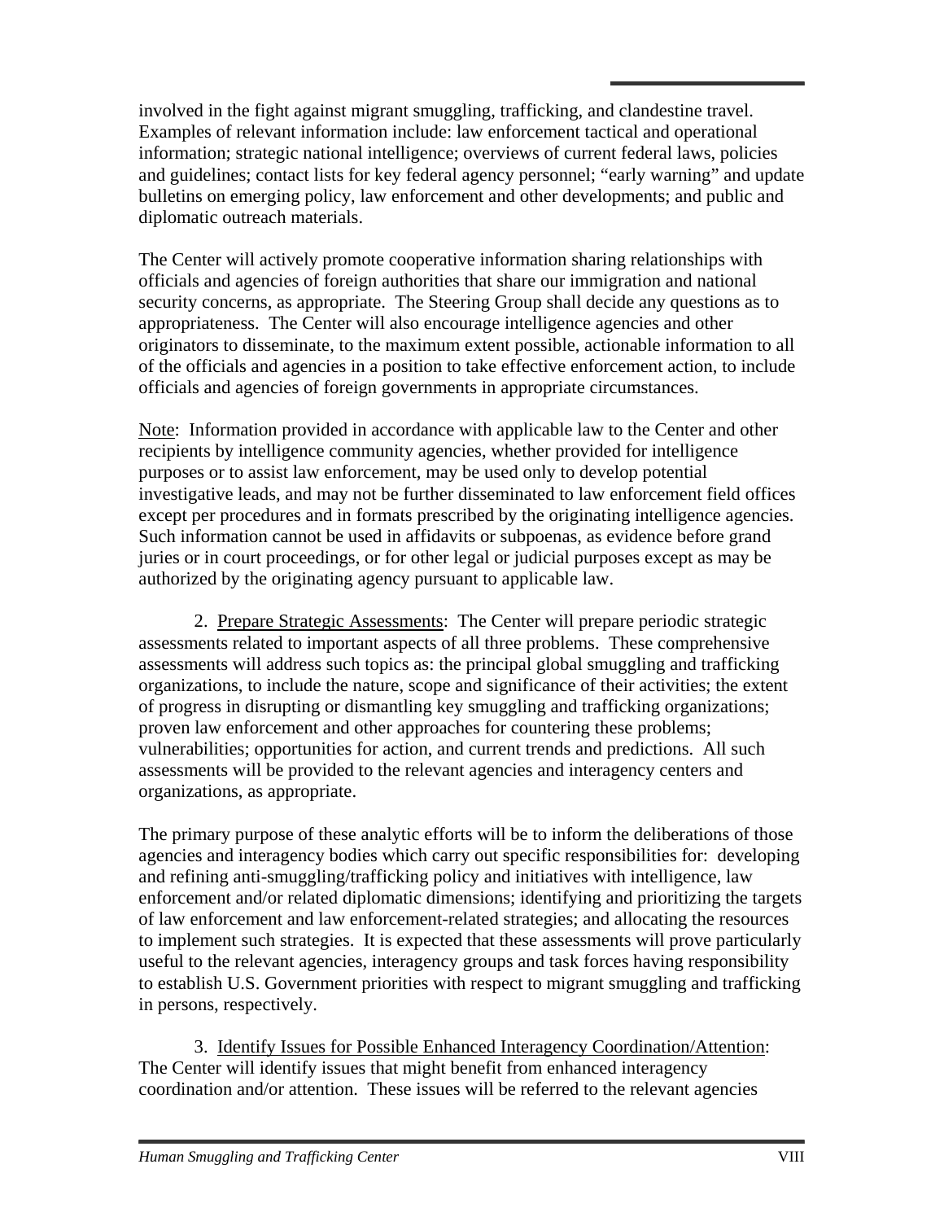involved in the fight against migrant smuggling, trafficking, and clandestine travel. Examples of relevant information include: law enforcement tactical and operational information; strategic national intelligence; overviews of current federal laws, policies and guidelines; contact lists for key federal agency personnel; "early warning" and update bulletins on emerging policy, law enforcement and other developments; and public and diplomatic outreach materials.

The Center will actively promote cooperative information sharing relationships with officials and agencies of foreign authorities that share our immigration and national security concerns, as appropriate. The Steering Group shall decide any questions as to appropriateness. The Center will also encourage intelligence agencies and other originators to disseminate, to the maximum extent possible, actionable information to all of the officials and agencies in a position to take effective enforcement action, to include officials and agencies of foreign governments in appropriate circumstances.

<u>Note</u>: Information provided in accordance with applicable law to the Center and other recipients by intelligence community agencies, whether provided for intelligence purposes or to assist law enforcement, may be used only to develop potential investigative leads, and may not be further disseminated to law enforcement field offices except per procedures and in formats prescribed by the originating intelligence agencies. Such information cannot be used in affidavits or subpoenas, as evidence before grand juries or in court proceedings, or for other legal or judicial purposes except as may be authorized by the originating agency pursuant to applicable law.

2. <u>Prepare Strategic Assessments</u>: The Center will prepare periodic strategic assessments related to important aspects of all three problems. These comprehensive assessments will address such topics as: the principal global smuggling and trafficking organizations, to include the nature, scope and significance of their activities; the extent of progress in disrupting or dismantling key smuggling and trafficking organizations; proven law enforcement and other approaches for countering these problems; vulnerabilities; opportunities for action, and current trends and predictions. All such assessments will be provided to the relevant agencies and interagency centers and organizations, as appropriate.

The primary purpose of these analytic efforts will be to inform the deliberations of those agencies and interagency bodies which carry out specific responsibilities for: developing and refining anti-smuggling/trafficking policy and initiatives with intelligence, law enforcement and/or related diplomatic dimensions; identifying and prioritizing the targets of law enforcement and law enforcement-related strategies; and allocating the resources to implement such strategies. It is expected that these assessments will prove particularly useful to the relevant agencies, interagency groups and task forces having responsibility to establish U.S. Government priorities with respect to migrant smuggling and trafficking in persons, respectively.

3. <u>Identify Issues for Possible Enhanced Interagency Coordination/Attention</u>: The Center will identify issues that might benefit from enhanced interagency coordination and/or attention. These issues will be referred to the relevant agencies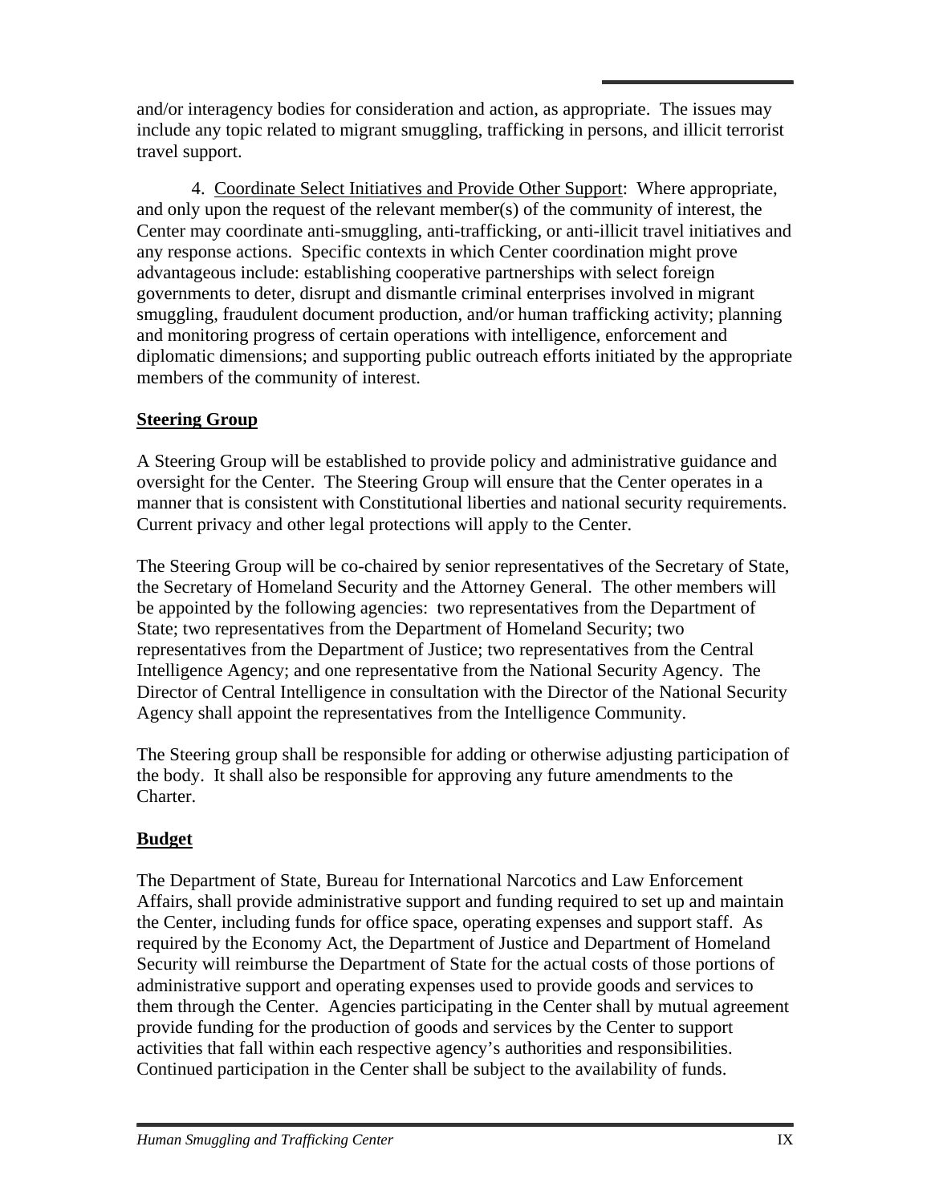and/or interagency bodies for consideration and action, as appropriate. The issues may include any topic related to migrant smuggling, trafficking in persons, and illicit terrorist travel support.

4. Coordinate Select Initiatives and Provide Other Support: Where appropriate, and only upon the request of the relevant member(s) of the community of interest, the Center may coordinate anti-smuggling, anti-trafficking, or anti-illicit travel initiatives and any response actions. Specific contexts in which Center coordination might prove advantageous include: establishing cooperative partnerships with select foreign governments to deter, disrupt and dismantle criminal enterprises involved in migrant smuggling, fraudulent document production, and/or human trafficking activity; planning and monitoring progress of certain operations with intelligence, enforcement and diplomatic dimensions; and supporting public outreach efforts initiated by the appropriate members of the community of interest.

**Steering Group**

A Steering Group will be established to provide policy and administrative guidance and oversight for the Center. The Steering Group will ensure that the Center operates in a manner that is consistent with Constitutional liberties and national security requirements. Current privacy and other legal protections will apply to the Center.

The Steering Group will be co-chaired by senior representatives of the Secretary of State, the Secretary of Homeland Security and the Attorney General. The other members will be appointed by the following agencies: two representatives from the Department of State; two representatives from the Department of Homeland Security; two representatives from the Department of Justice; two representatives from the Central Intelligence Agency; and one representative from the National Security Agency. The Director of Central Intelligence in consultation with the Director of the National Security Agency shall appoint the representatives from the Intelligence Community.

The Steering group shall be responsible for adding or otherwise adjusting participation of the body. It shall also be responsible for approving any future amendments to the Charter.

**Budget**

The Department of State, Bureau for International Narcotics and Law Enforcement Affairs, shall provide administrative support and funding required to set up and maintain the Center, including funds for office space, operating expenses and support staff. As required by the Economy Act, the Department of Justice and Department of Homeland Security will reimburse the Department of State for the actual costs of those portions of administrative support and operating expenses used to provide goods and services to them through the Center. Agencies participating in the Center shall by mutual agreement provide funding for the production of goods and services by the Center to support activities that fall within each respective agency's authorities and responsibilities. Continued participation in the Center shall be subject to the availability of funds.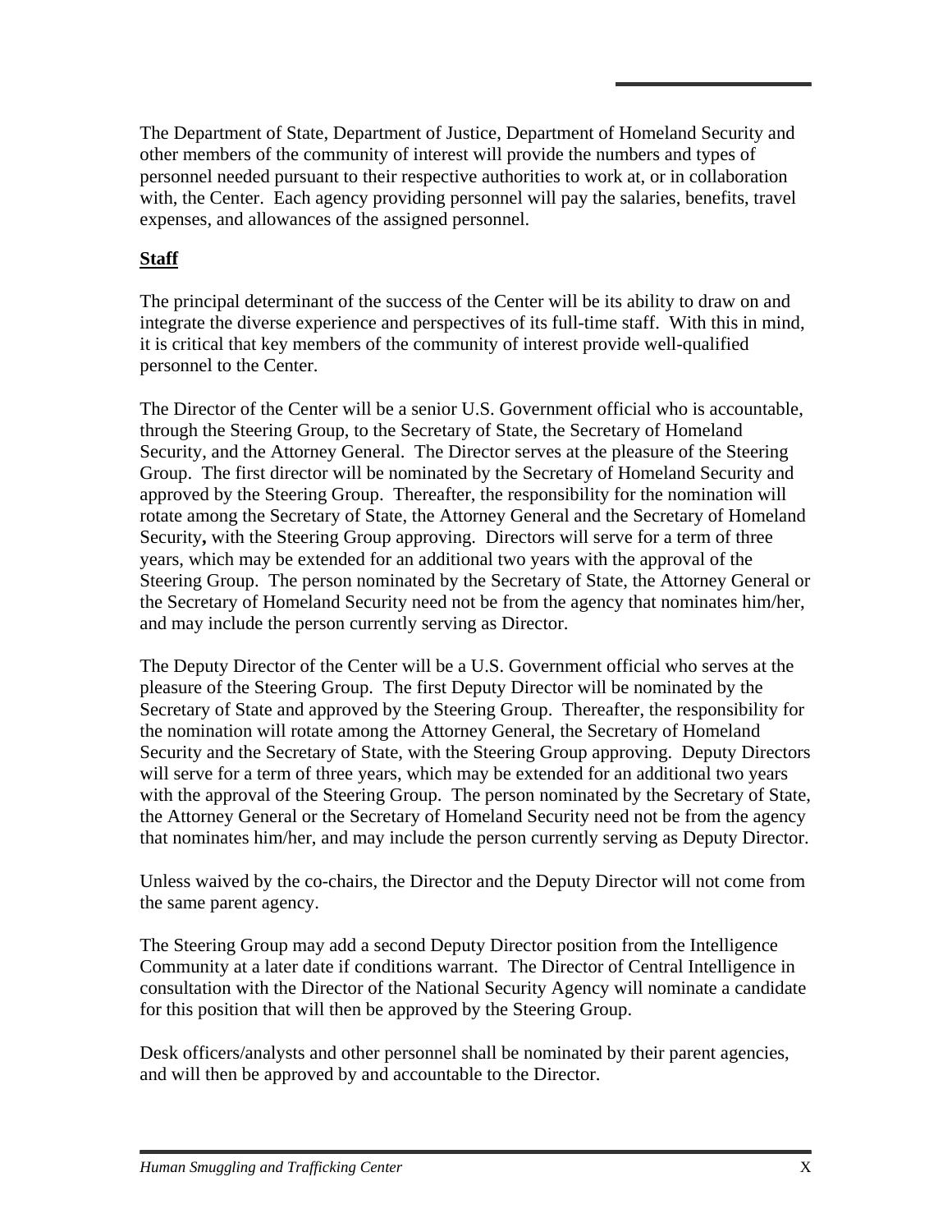The Department of State, Department of Justice, Department of Homeland Security and other members of the community of interest will provide the numbers and types of personnel needed pursuant to their respective authorities to work at, or in collaboration with, the Center. Each agency providing personnel will pay the salaries, benefits, travel expenses, and allowances of the assigned personnel.

**Staff**

The principal determinant of the success of the Center will be its ability to draw on and integrate the diverse experience and perspectives of its full-time staff. With this in mind, it is critical that key members of the community of interest provide well-qualified personnel to the Center.

The Director of the Center will be a senior U.S. Government official who is accountable, through the Steering Group, to the Secretary of State, the Secretary of Homeland Security, and the Attorney General. The Director serves at the pleasure of the Steering Group. The first director will be nominated by the Secretary of Homeland Security and approved by the Steering Group. Thereafter, the responsibility for the nomination will rotate among the Secretary of State, the Attorney General and the Secretary of Homeland Security**,** with the Steering Group approving. Directors will serve for a term of three years, which may be extended for an additional two years with the approval of the Steering Group. The person nominated by the Secretary of State, the Attorney General or the Secretary of Homeland Security need not be from the agency that nominates him/her, and may include the person currently serving as Director.

The Deputy Director of the Center will be a U.S. Government official who serves at the pleasure of the Steering Group. The first Deputy Director will be nominated by the Secretary of State and approved by the Steering Group. Thereafter, the responsibility for the nomination will rotate among the Attorney General, the Secretary of Homeland Security and the Secretary of State, with the Steering Group approving. Deputy Directors will serve for a term of three years, which may be extended for an additional two years with the approval of the Steering Group. The person nominated by the Secretary of State, the Attorney General or the Secretary of Homeland Security need not be from the agency that nominates him/her, and may include the person currently serving as Deputy Director.

Unless waived by the co-chairs, the Director and the Deputy Director will not come from the same parent agency.

The Steering Group may add a second Deputy Director position from the Intelligence Community at a later date if conditions warrant. The Director of Central Intelligence in consultation with the Director of the National Security Agency will nominate a candidate for this position that will then be approved by the Steering Group.

Desk officers/analysts and other personnel shall be nominated by their parent agencies, and will then be approved by and accountable to the Director.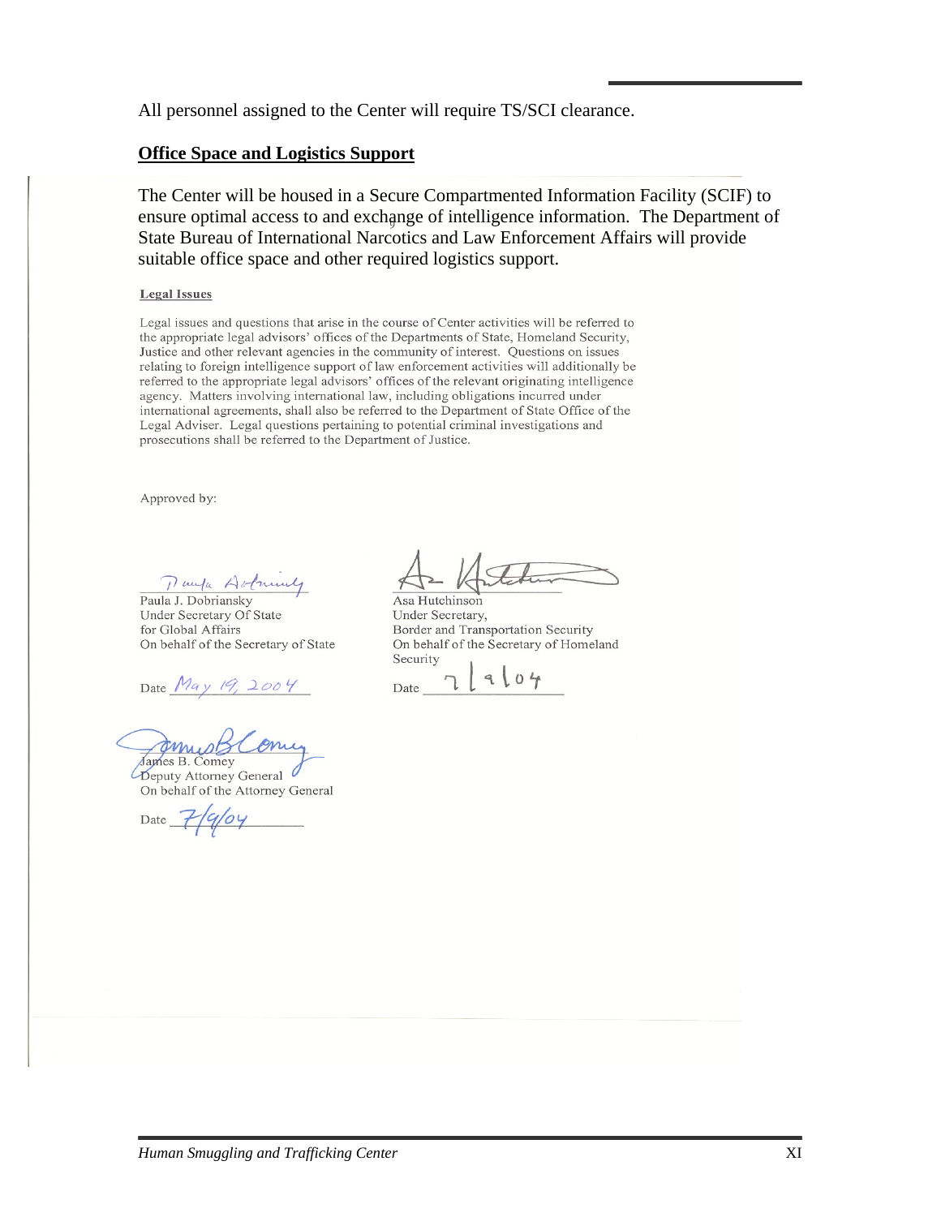All personnel assigned to the Center will require TS/SCI clearance.

**Office Space and Logistics Support**

The Center will be housed in a Secure Compartmented Information Facility (SCIF) to ensure optimal access to and exchange of intelligence information. The Department of State Bureau of International Narcotics and Law Enforcement Affairs will provide suitable office space and other required logistics support.

**Legal Issues**

Legal issues and questions that arise in the course of Center activities will be referred to the appropriate legal advisors' offices of the Departments of State, Homeland Security, Justice and other relevant agencies in the community of interest. Questions on issues relating to foreign intelligence support of law enforcement activities will additionally be referred to the appropriate legal advisors' offices of the relevant originating intelligence agency. Matters involving international law, including obligations incurred under international agreements, shall also be referred to the Department of State Office of the Legal Adviser. Legal questions pertaining to potential criminal investigations and prosecutions shall be referred to the Department of Justice.

Approved by:

Paula J. Dobriansky
Under Secretary Of State
for Global Affairs
On behalf of the Secretary of State

Date May 19, 2004

Asa Hutchinson
Under Secretary,
Border and Transportation Security
On behalf of the Secretary of Homeland Security

Date 7/9/04

James B. Comey
Deputy Attorney General
On behalf of the Attorney General

Date 7/9/04